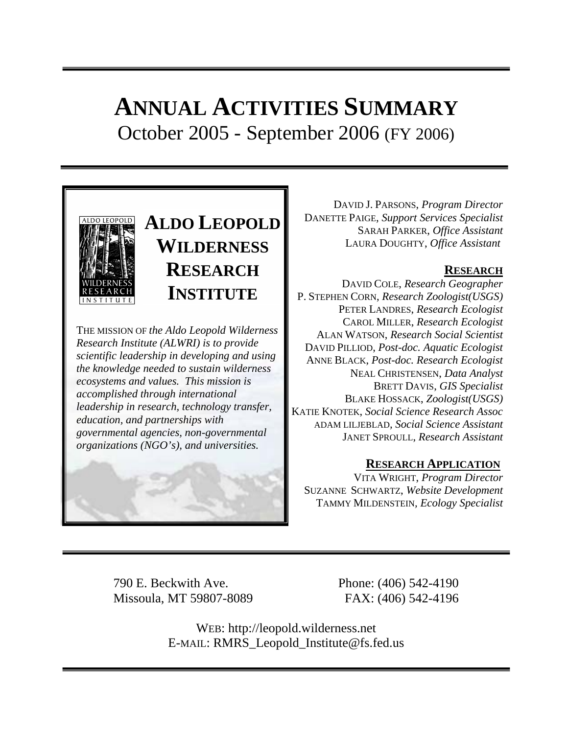# ANNUAL ACTIVITIES SUMMARY

October 2005 - September 2006 (FY 2006)

## ALDO LEOPOLD WILDERNESS RESEARCH INSTITUTE

THE MISSION OF *the Aldo Leopold Wilderness Research Institute (ALWRI) is to provide scientific leadership in developing and using the knowledge needed to sustain wilderness ecosystems and values. This mission is accomplished through international leadership in research, technology transfer, education, and partnerships with governmental agencies, non-governmental organizations (NGO's), and universities.*

DAVID J. PARSONS, *Program Director*
DANETTE PAIGE, *Support Services Specialist*
SARAH PARKER, *Office Assistant*
LAURA DOUGHTY, *Office Assistant*

### RESEARCH

DAVID COLE, *Research Geographer*
P. STEPHEN CORN, *Research Zoologist(USGS)*
PETER LANDRES, *Research Ecologist*
CAROL MILLER, *Research Ecologist*
ALAN WATSON, *Research Social Scientist*
DAVID PILLIOD, *Post-doc. Aquatic Ecologist*
ANNE BLACK, *Post-doc. Research Ecologist*
NEAL CHRISTENSEN, *Data Analyst*
BRETT DAVIS, *GIS Specialist*
BLAKE HOSSACK, *Zoologist(USGS)*
KATIE KNOTEK, *Social Science Research Assoc*
ADAM LILJEBLAD, *Social Science Assistant*
JANET SPROULL, *Research Assistant*

### RESEARCH APPLICATION

VITA WRIGHT, *Program Director*
SUZANNE SCHWARTZ, *Website Development*
TAMMY MILDENSTEIN, *Ecology Specialist*

790 E. Beckwith Ave.
Missoula, MT 59807-8089

Phone: (406) 542-4190
FAX: (406) 542-4196

WEB: http://leopold.wilderness.net
E-MAIL: RMRS_Leopold_Institute@fs.fed.us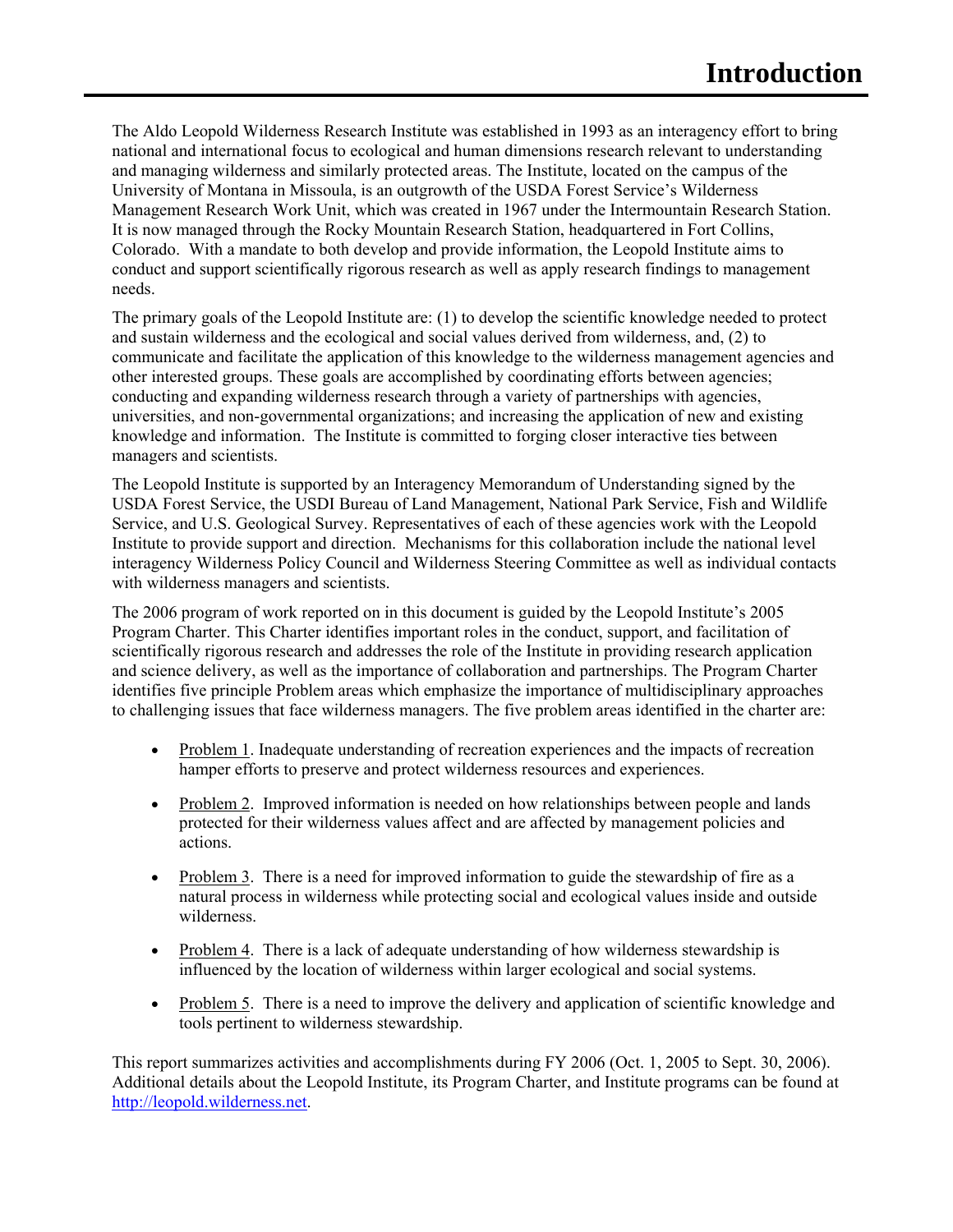# Introduction

The Aldo Leopold Wilderness Research Institute was established in 1993 as an interagency effort to bring national and international focus to ecological and human dimensions research relevant to understanding and managing wilderness and similarly protected areas. The Institute, located on the campus of the University of Montana in Missoula, is an outgrowth of the USDA Forest Service's Wilderness Management Research Work Unit, which was created in 1967 under the Intermountain Research Station. It is now managed through the Rocky Mountain Research Station, headquartered in Fort Collins, Colorado. With a mandate to both develop and provide information, the Leopold Institute aims to conduct and support scientifically rigorous research as well as apply research findings to management needs.

The primary goals of the Leopold Institute are: (1) to develop the scientific knowledge needed to protect and sustain wilderness and the ecological and social values derived from wilderness, and, (2) to communicate and facilitate the application of this knowledge to the wilderness management agencies and other interested groups. These goals are accomplished by coordinating efforts between agencies; conducting and expanding wilderness research through a variety of partnerships with agencies, universities, and non-governmental organizations; and increasing the application of new and existing knowledge and information. The Institute is committed to forging closer interactive ties between managers and scientists.

The Leopold Institute is supported by an Interagency Memorandum of Understanding signed by the USDA Forest Service, the USDI Bureau of Land Management, National Park Service, Fish and Wildlife Service, and U.S. Geological Survey. Representatives of each of these agencies work with the Leopold Institute to provide support and direction. Mechanisms for this collaboration include the national level interagency Wilderness Policy Council and Wilderness Steering Committee as well as individual contacts with wilderness managers and scientists.

The 2006 program of work reported on in this document is guided by the Leopold Institute's 2005 Program Charter. This Charter identifies important roles in the conduct, support, and facilitation of scientifically rigorous research and addresses the role of the Institute in providing research application and science delivery, as well as the importance of collaboration and partnerships. The Program Charter identifies five principle Problem areas which emphasize the importance of multidisciplinary approaches to challenging issues that face wilderness managers. The five problem areas identified in the charter are:

- Problem 1. Inadequate understanding of recreation experiences and the impacts of recreation hamper efforts to preserve and protect wilderness resources and experiences.
- Problem 2. Improved information is needed on how relationships between people and lands protected for their wilderness values affect and are affected by management policies and actions.
- Problem 3. There is a need for improved information to guide the stewardship of fire as a natural process in wilderness while protecting social and ecological values inside and outside wilderness.
- Problem 4. There is a lack of adequate understanding of how wilderness stewardship is influenced by the location of wilderness within larger ecological and social systems.
- Problem 5. There is a need to improve the delivery and application of scientific knowledge and tools pertinent to wilderness stewardship.

This report summarizes activities and accomplishments during FY 2006 (Oct. 1, 2005 to Sept. 30, 2006). Additional details about the Leopold Institute, its Program Charter, and Institute programs can be found at http://leopold.wilderness.net.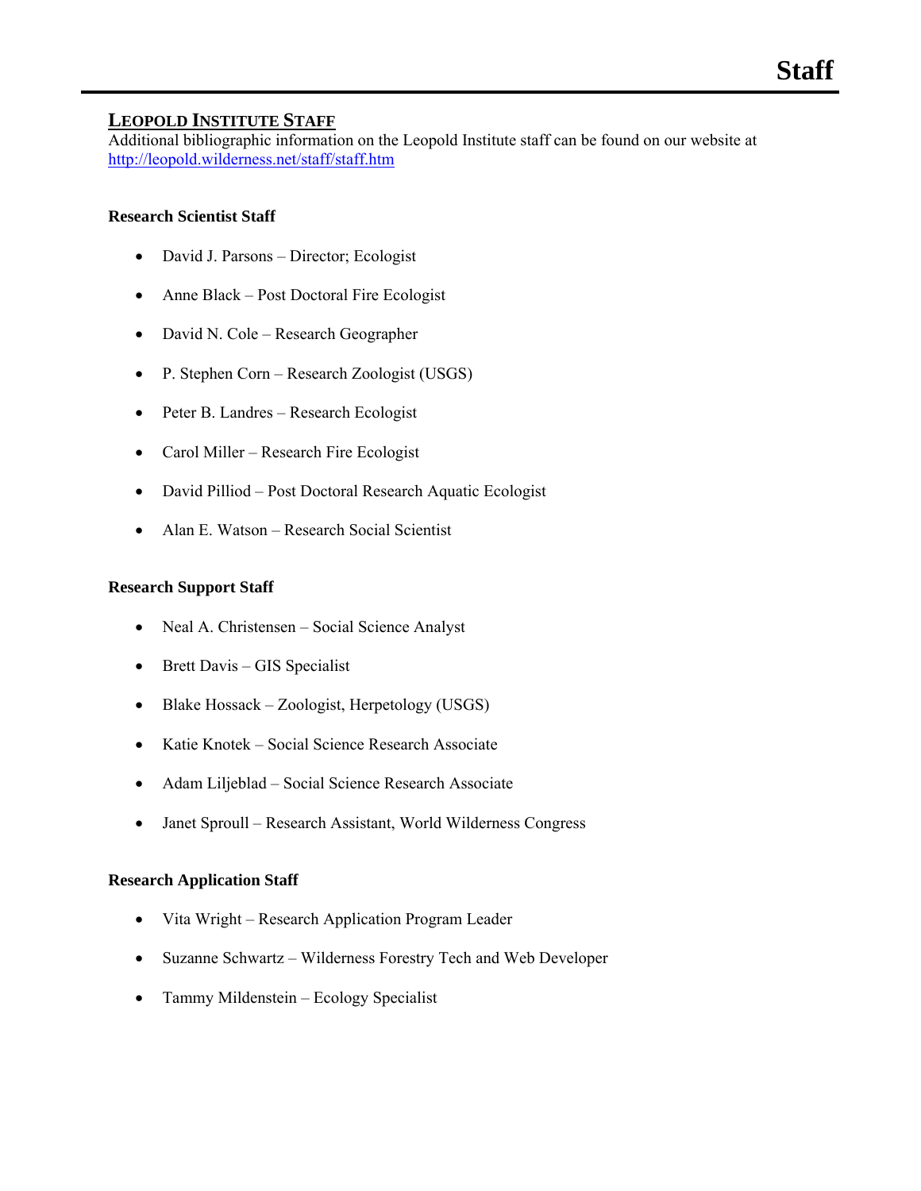# Staff

## Leopold Institute Staff

Additional bibliographic information on the Leopold Institute staff can be found on our website at [http://leopold.wilderness.net/staff/staff.htm](http://leopold.wilderness.net/staff/staff.htm)

### Research Scientist Staff

- David J. Parsons – Director; Ecologist
- Anne Black – Post Doctoral Fire Ecologist
- David N. Cole – Research Geographer
- P. Stephen Corn – Research Zoologist (USGS)
- Peter B. Landres – Research Ecologist
- Carol Miller – Research Fire Ecologist
- David Pilliod – Post Doctoral Research Aquatic Ecologist
- Alan E. Watson – Research Social Scientist

### Research Support Staff

- Neal A. Christensen – Social Science Analyst
- Brett Davis – GIS Specialist
- Blake Hossack – Zoologist, Herpetology (USGS)
- Katie Knotek – Social Science Research Associate
- Adam Liljeblad – Social Science Research Associate
- Janet Sproull – Research Assistant, World Wilderness Congress

### Research Application Staff

- Vita Wright – Research Application Program Leader
- Suzanne Schwartz – Wilderness Forestry Tech and Web Developer
- Tammy Mildenstein – Ecology Specialist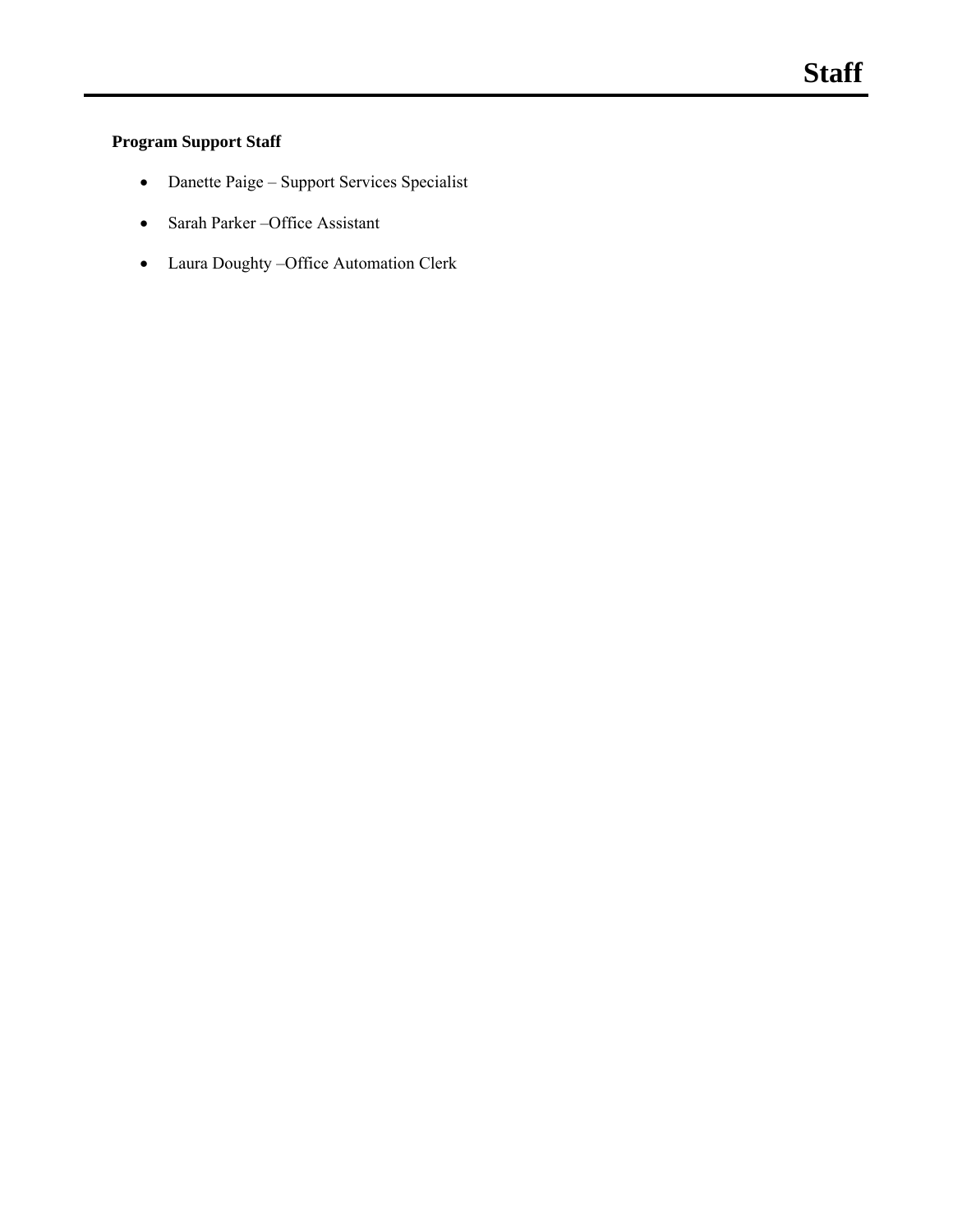# Staff

**Program Support Staff**

- Danette Paige – Support Services Specialist
- Sarah Parker –Office Assistant
- Laura Doughty –Office Automation Clerk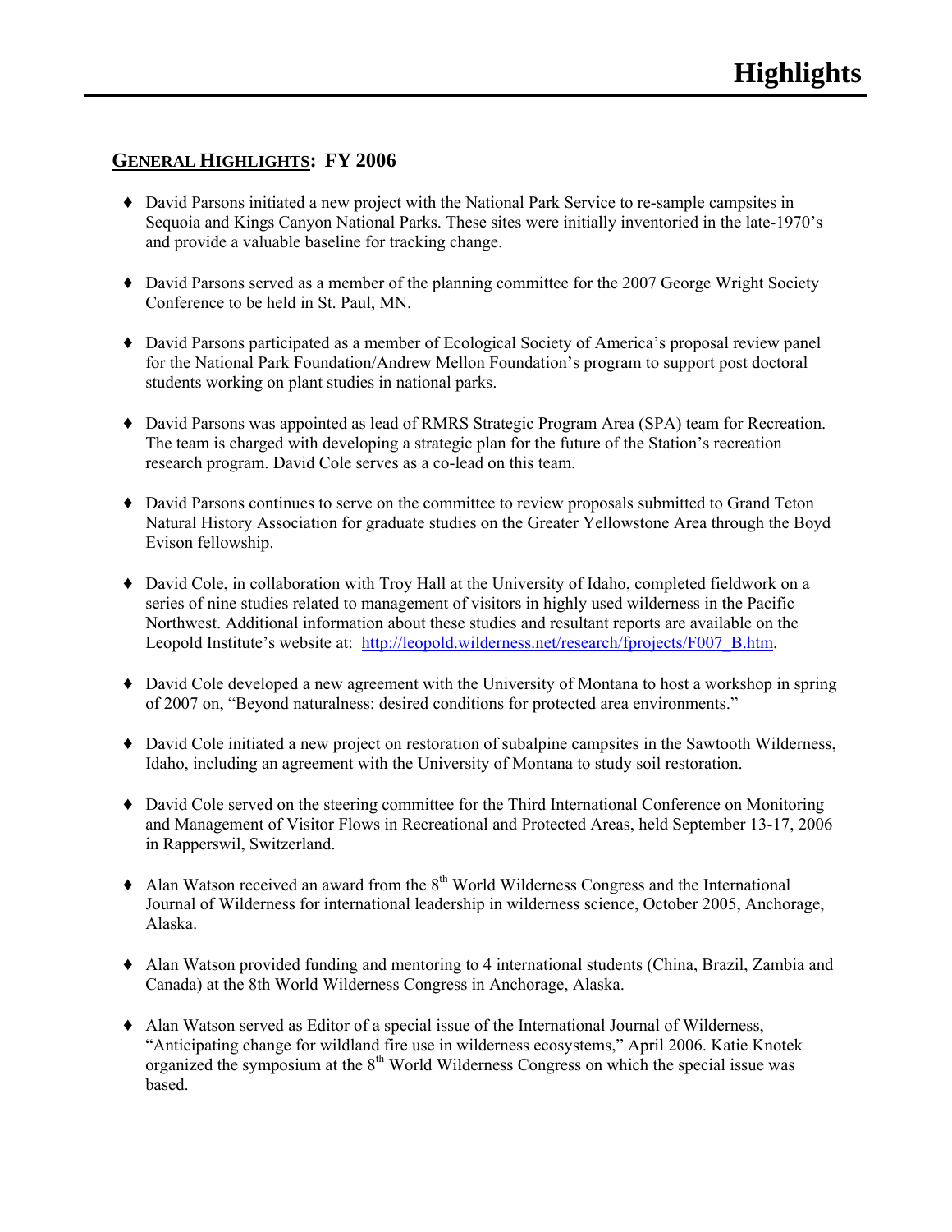# Highlights

## GENERAL HIGHLIGHTS: FY 2006

- David Parsons initiated a new project with the National Park Service to re-sample campsites in Sequoia and Kings Canyon National Parks. These sites were initially inventoried in the late-1970's and provide a valuable baseline for tracking change.

- David Parsons served as a member of the planning committee for the 2007 George Wright Society Conference to be held in St. Paul, MN.

- David Parsons participated as a member of Ecological Society of America's proposal review panel for the National Park Foundation/Andrew Mellon Foundation's program to support post doctoral students working on plant studies in national parks.

- David Parsons was appointed as lead of RMRS Strategic Program Area (SPA) team for Recreation. The team is charged with developing a strategic plan for the future of the Station's recreation research program. David Cole serves as a co-lead on this team.

- David Parsons continues to serve on the committee to review proposals submitted to Grand Teton Natural History Association for graduate studies on the Greater Yellowstone Area through the Boyd Evison fellowship.

- David Cole, in collaboration with Troy Hall at the University of Idaho, completed fieldwork on a series of nine studies related to management of visitors in highly used wilderness in the Pacific Northwest. Additional information about these studies and resultant reports are available on the Leopold Institute's website at: [http://leopold.wilderness.net/research/fprojects/F007_B.htm](http://leopold.wilderness.net/research/fprojects/F007_B.htm).

- David Cole developed a new agreement with the University of Montana to host a workshop in spring of 2007 on, "Beyond naturalness: desired conditions for protected area environments."

- David Cole initiated a new project on restoration of subalpine campsites in the Sawtooth Wilderness, Idaho, including an agreement with the University of Montana to study soil restoration.

- David Cole served on the steering committee for the Third International Conference on Monitoring and Management of Visitor Flows in Recreational and Protected Areas, held September 13-17, 2006 in Rapperswil, Switzerland.

- Alan Watson received an award from the 8th World Wilderness Congress and the International Journal of Wilderness for international leadership in wilderness science, October 2005, Anchorage, Alaska.

- Alan Watson provided funding and mentoring to 4 international students (China, Brazil, Zambia and Canada) at the 8th World Wilderness Congress in Anchorage, Alaska.

- Alan Watson served as Editor of a special issue of the International Journal of Wilderness, "Anticipating change for wildland fire use in wilderness ecosystems," April 2006. Katie Knotek organized the symposium at the 8th World Wilderness Congress on which the special issue was based.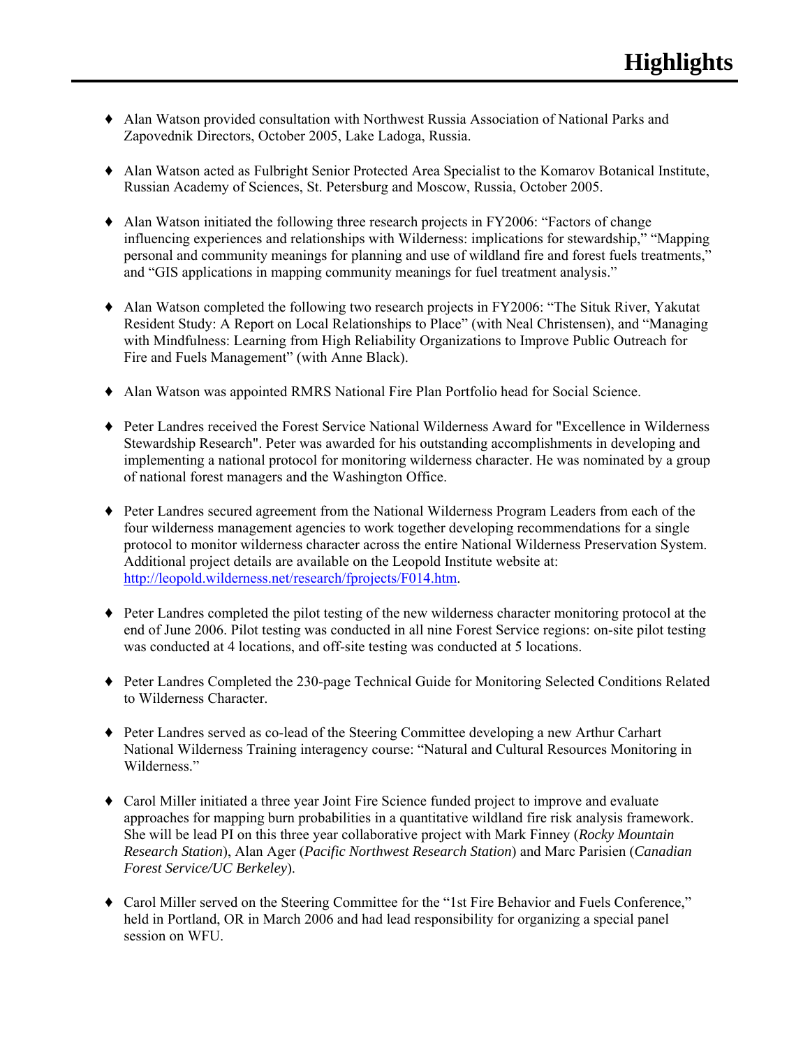# Highlights

- Alan Watson provided consultation with Northwest Russia Association of National Parks and Zapovednik Directors, October 2005, Lake Ladoga, Russia.
- Alan Watson acted as Fulbright Senior Protected Area Specialist to the Komarov Botanical Institute, Russian Academy of Sciences, St. Petersburg and Moscow, Russia, October 2005.
- Alan Watson initiated the following three research projects in FY2006: "Factors of change influencing experiences and relationships with Wilderness: implications for stewardship," "Mapping personal and community meanings for planning and use of wildland fire and forest fuels treatments," and "GIS applications in mapping community meanings for fuel treatment analysis."
- Alan Watson completed the following two research projects in FY2006: "The Situk River, Yakutat Resident Study: A Report on Local Relationships to Place" (with Neal Christensen), and "Managing with Mindfulness: Learning from High Reliability Organizations to Improve Public Outreach for Fire and Fuels Management" (with Anne Black).
- Alan Watson was appointed RMRS National Fire Plan Portfolio head for Social Science.
- Peter Landres received the Forest Service National Wilderness Award for "Excellence in Wilderness Stewardship Research". Peter was awarded for his outstanding accomplishments in developing and implementing a national protocol for monitoring wilderness character. He was nominated by a group of national forest managers and the Washington Office.
- Peter Landres secured agreement from the National Wilderness Program Leaders from each of the four wilderness management agencies to work together developing recommendations for a single protocol to monitor wilderness character across the entire National Wilderness Preservation System. Additional project details are available on the Leopold Institute website at: http://leopold.wilderness.net/research/fprojects/F014.htm.
- Peter Landres completed the pilot testing of the new wilderness character monitoring protocol at the end of June 2006. Pilot testing was conducted in all nine Forest Service regions: on-site pilot testing was conducted at 4 locations, and off-site testing was conducted at 5 locations.
- Peter Landres Completed the 230-page Technical Guide for Monitoring Selected Conditions Related to Wilderness Character.
- Peter Landres served as co-lead of the Steering Committee developing a new Arthur Carhart National Wilderness Training interagency course: "Natural and Cultural Resources Monitoring in Wilderness."
- Carol Miller initiated a three year Joint Fire Science funded project to improve and evaluate approaches for mapping burn probabilities in a quantitative wildland fire risk analysis framework. She will be lead PI on this three year collaborative project with Mark Finney (*Rocky Mountain Research Station*), Alan Ager (*Pacific Northwest Research Station*) and Marc Parisien (*Canadian Forest Service/UC Berkeley*).
- Carol Miller served on the Steering Committee for the "1st Fire Behavior and Fuels Conference," held in Portland, OR in March 2006 and had lead responsibility for organizing a special panel session on WFU.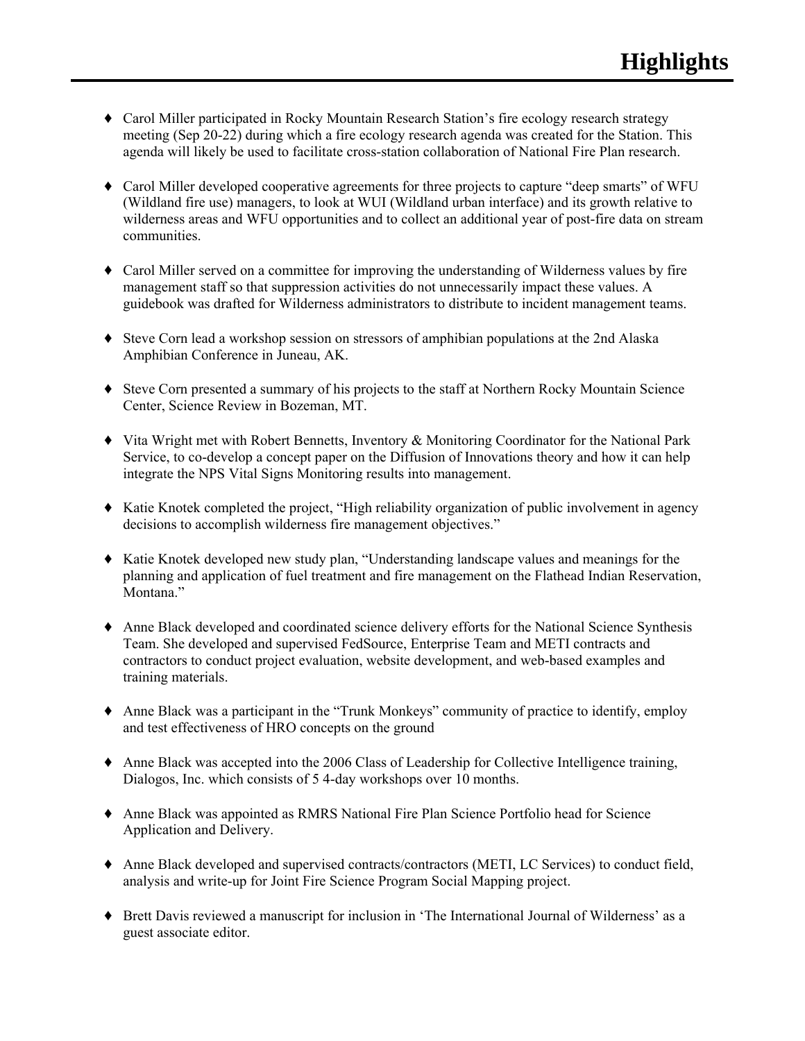# Highlights

- Carol Miller participated in Rocky Mountain Research Station's fire ecology research strategy meeting (Sep 20-22) during which a fire ecology research agenda was created for the Station. This agenda will likely be used to facilitate cross-station collaboration of National Fire Plan research.

- Carol Miller developed cooperative agreements for three projects to capture "deep smarts" of WFU (Wildland fire use) managers, to look at WUI (Wildland urban interface) and its growth relative to wilderness areas and WFU opportunities and to collect an additional year of post-fire data on stream communities.

- Carol Miller served on a committee for improving the understanding of Wilderness values by fire management staff so that suppression activities do not unnecessarily impact these values. A guidebook was drafted for Wilderness administrators to distribute to incident management teams.

- Steve Corn lead a workshop session on stressors of amphibian populations at the 2nd Alaska Amphibian Conference in Juneau, AK.

- Steve Corn presented a summary of his projects to the staff at Northern Rocky Mountain Science Center, Science Review in Bozeman, MT.

- Vita Wright met with Robert Bennetts, Inventory & Monitoring Coordinator for the National Park Service, to co-develop a concept paper on the Diffusion of Innovations theory and how it can help integrate the NPS Vital Signs Monitoring results into management.

- Katie Knotek completed the project, "High reliability organization of public involvement in agency decisions to accomplish wilderness fire management objectives."

- Katie Knotek developed new study plan, "Understanding landscape values and meanings for the planning and application of fuel treatment and fire management on the Flathead Indian Reservation, Montana."

- Anne Black developed and coordinated science delivery efforts for the National Science Synthesis Team. She developed and supervised FedSource, Enterprise Team and METI contracts and contractors to conduct project evaluation, website development, and web-based examples and training materials.

- Anne Black was a participant in the "Trunk Monkeys" community of practice to identify, employ and test effectiveness of HRO concepts on the ground

- Anne Black was accepted into the 2006 Class of Leadership for Collective Intelligence training, Dialogos, Inc. which consists of 5 4-day workshops over 10 months.

- Anne Black was appointed as RMRS National Fire Plan Science Portfolio head for Science Application and Delivery.

- Anne Black developed and supervised contracts/contractors (METI, LC Services) to conduct field, analysis and write-up for Joint Fire Science Program Social Mapping project.

- Brett Davis reviewed a manuscript for inclusion in 'The International Journal of Wilderness' as a guest associate editor.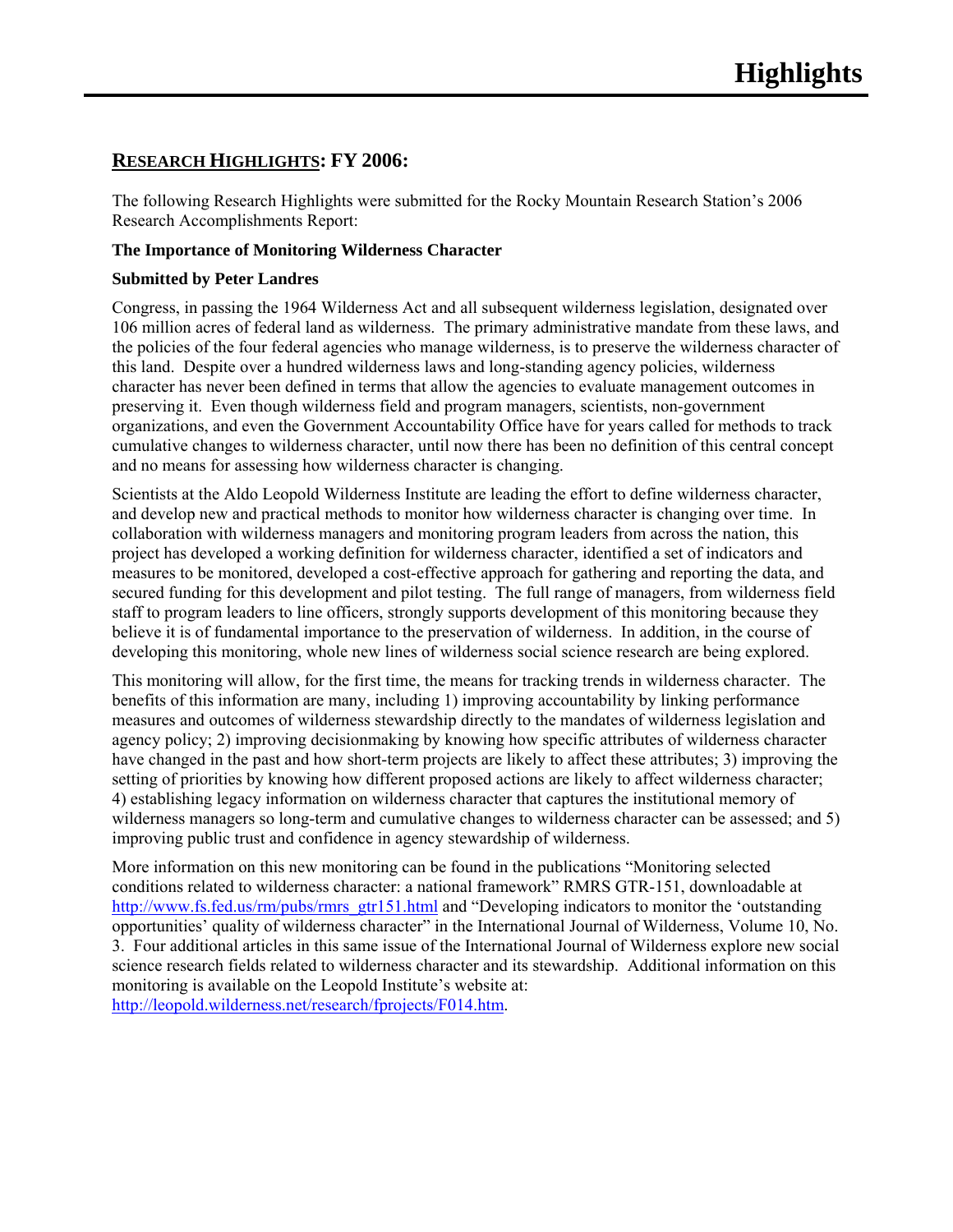# Highlights

## RESEARCH HIGHLIGHTS: FY 2006:

The following Research Highlights were submitted for the Rocky Mountain Research Station's 2006 Research Accomplishments Report:

**The Importance of Monitoring Wilderness Character**

**Submitted by Peter Landres**

Congress, in passing the 1964 Wilderness Act and all subsequent wilderness legislation, designated over 106 million acres of federal land as wilderness. The primary administrative mandate from these laws, and the policies of the four federal agencies who manage wilderness, is to preserve the wilderness character of this land. Despite over a hundred wilderness laws and long-standing agency policies, wilderness character has never been defined in terms that allow the agencies to evaluate management outcomes in preserving it. Even though wilderness field and program managers, scientists, non-government organizations, and even the Government Accountability Office have for years called for methods to track cumulative changes to wilderness character, until now there has been no definition of this central concept and no means for assessing how wilderness character is changing.

Scientists at the Aldo Leopold Wilderness Institute are leading the effort to define wilderness character, and develop new and practical methods to monitor how wilderness character is changing over time. In collaboration with wilderness managers and monitoring program leaders from across the nation, this project has developed a working definition for wilderness character, identified a set of indicators and measures to be monitored, developed a cost-effective approach for gathering and reporting the data, and secured funding for this development and pilot testing. The full range of managers, from wilderness field staff to program leaders to line officers, strongly supports development of this monitoring because they believe it is of fundamental importance to the preservation of wilderness. In addition, in the course of developing this monitoring, whole new lines of wilderness social science research are being explored.

This monitoring will allow, for the first time, the means for tracking trends in wilderness character. The benefits of this information are many, including 1) improving accountability by linking performance measures and outcomes of wilderness stewardship directly to the mandates of wilderness legislation and agency policy; 2) improving decisionmaking by knowing how specific attributes of wilderness character have changed in the past and how short-term projects are likely to affect these attributes; 3) improving the setting of priorities by knowing how different proposed actions are likely to affect wilderness character; 4) establishing legacy information on wilderness character that captures the institutional memory of wilderness managers so long-term and cumulative changes to wilderness character can be assessed; and 5) improving public trust and confidence in agency stewardship of wilderness.

More information on this new monitoring can be found in the publications "Monitoring selected conditions related to wilderness character: a national framework" RMRS GTR-151, downloadable at http://www.fs.fed.us/rm/pubs/rmrs_gtr151.html and "Developing indicators to monitor the 'outstanding opportunities' quality of wilderness character" in the International Journal of Wilderness, Volume 10, No. 3. Four additional articles in this same issue of the International Journal of Wilderness explore new social science research fields related to wilderness character and its stewardship. Additional information on this monitoring is available on the Leopold Institute's website at: http://leopold.wilderness.net/research/fprojects/F014.htm.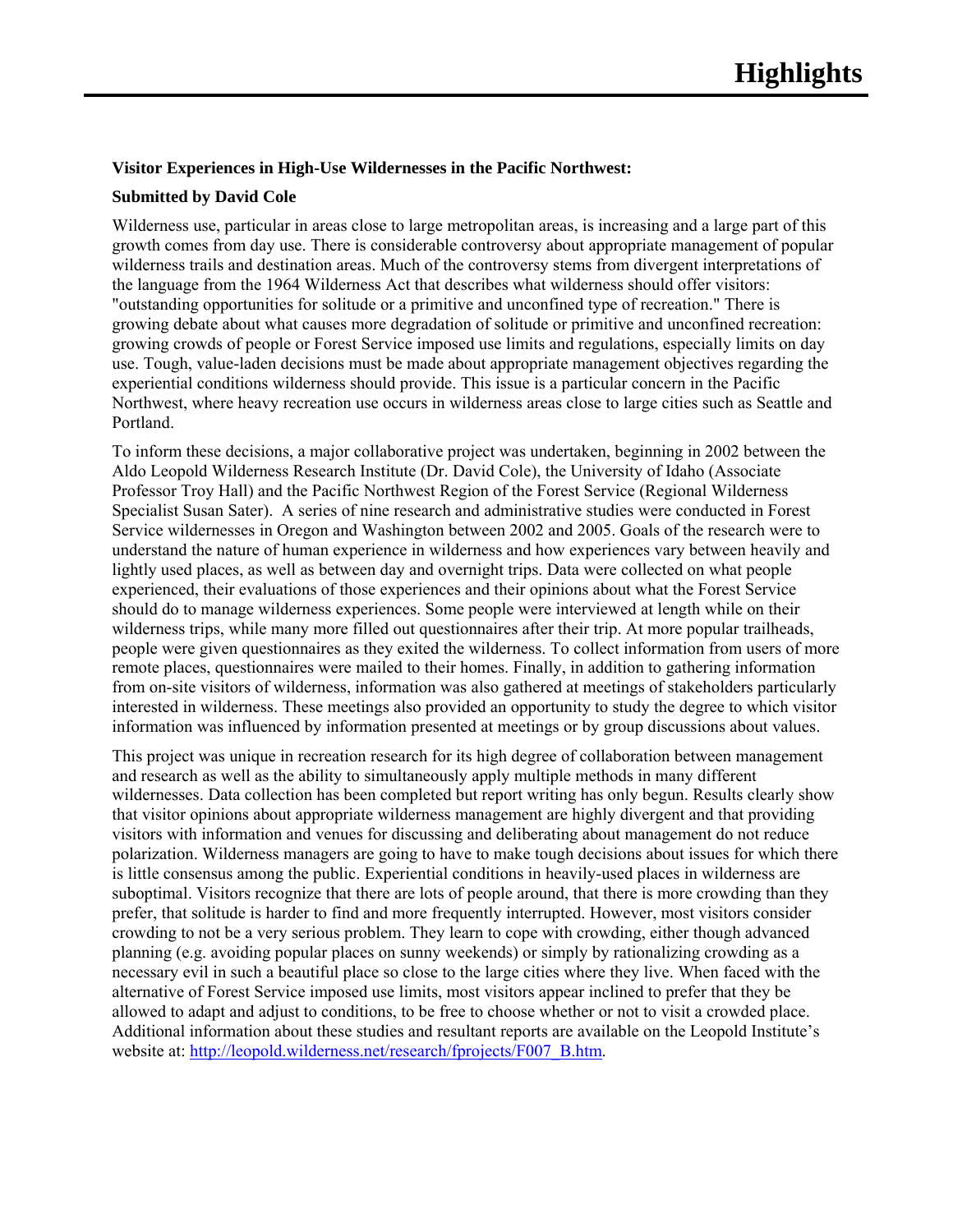# Highlights

**Visitor Experiences in High-Use Wildernesses in the Pacific Northwest:**

**Submitted by David Cole**

Wilderness use, particular in areas close to large metropolitan areas, is increasing and a large part of this growth comes from day use. There is considerable controversy about appropriate management of popular wilderness trails and destination areas. Much of the controversy stems from divergent interpretations of the language from the 1964 Wilderness Act that describes what wilderness should offer visitors: "outstanding opportunities for solitude or a primitive and unconfined type of recreation." There is growing debate about what causes more degradation of solitude or primitive and unconfined recreation: growing crowds of people or Forest Service imposed use limits and regulations, especially limits on day use. Tough, value-laden decisions must be made about appropriate management objectives regarding the experiential conditions wilderness should provide. This issue is a particular concern in the Pacific Northwest, where heavy recreation use occurs in wilderness areas close to large cities such as Seattle and Portland.

To inform these decisions, a major collaborative project was undertaken, beginning in 2002 between the Aldo Leopold Wilderness Research Institute (Dr. David Cole), the University of Idaho (Associate Professor Troy Hall) and the Pacific Northwest Region of the Forest Service (Regional Wilderness Specialist Susan Sater). A series of nine research and administrative studies were conducted in Forest Service wildernesses in Oregon and Washington between 2002 and 2005. Goals of the research were to understand the nature of human experience in wilderness and how experiences vary between heavily and lightly used places, as well as between day and overnight trips. Data were collected on what people experienced, their evaluations of those experiences and their opinions about what the Forest Service should do to manage wilderness experiences. Some people were interviewed at length while on their wilderness trips, while many more filled out questionnaires after their trip. At more popular trailheads, people were given questionnaires as they exited the wilderness. To collect information from users of more remote places, questionnaires were mailed to their homes. Finally, in addition to gathering information from on-site visitors of wilderness, information was also gathered at meetings of stakeholders particularly interested in wilderness. These meetings also provided an opportunity to study the degree to which visitor information was influenced by information presented at meetings or by group discussions about values.

This project was unique in recreation research for its high degree of collaboration between management and research as well as the ability to simultaneously apply multiple methods in many different wildernesses. Data collection has been completed but report writing has only begun. Results clearly show that visitor opinions about appropriate wilderness management are highly divergent and that providing visitors with information and venues for discussing and deliberating about management do not reduce polarization. Wilderness managers are going to have to make tough decisions about issues for which there is little consensus among the public. Experiential conditions in heavily-used places in wilderness are suboptimal. Visitors recognize that there are lots of people around, that there is more crowding than they prefer, that solitude is harder to find and more frequently interrupted. However, most visitors consider crowding to not be a very serious problem. They learn to cope with crowding, either though advanced planning (e.g. avoiding popular places on sunny weekends) or simply by rationalizing crowding as a necessary evil in such a beautiful place so close to the large cities where they live. When faced with the alternative of Forest Service imposed use limits, most visitors appear inclined to prefer that they be allowed to adapt and adjust to conditions, to be free to choose whether or not to visit a crowded place. Additional information about these studies and resultant reports are available on the Leopold Institute's website at: http://leopold.wilderness.net/research/fprojects/F007_B.htm.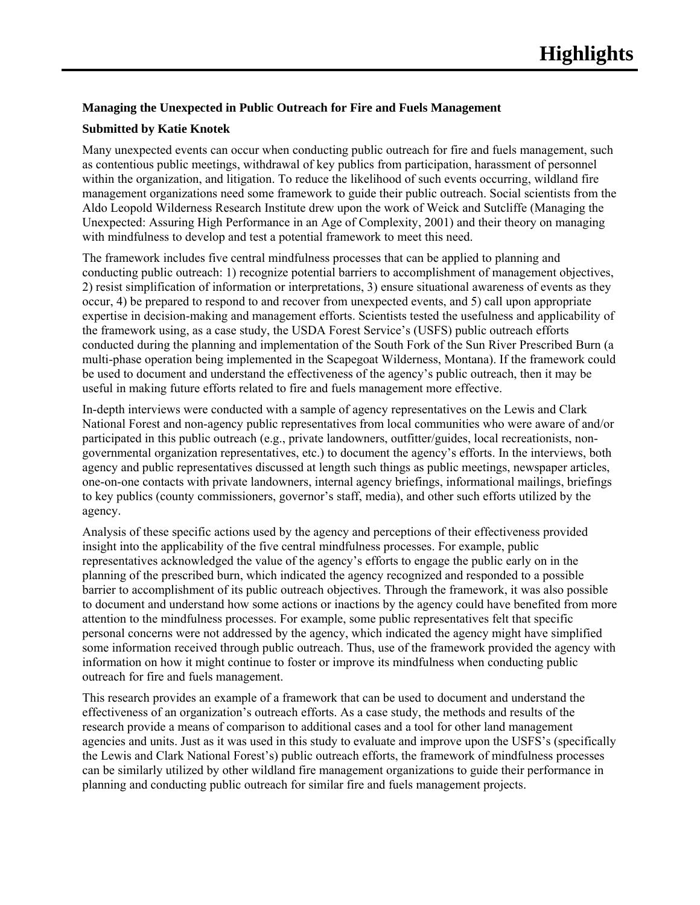# Highlights

**Managing the Unexpected in Public Outreach for Fire and Fuels Management**

**Submitted by Katie Knotek**

Many unexpected events can occur when conducting public outreach for fire and fuels management, such as contentious public meetings, withdrawal of key publics from participation, harassment of personnel within the organization, and litigation. To reduce the likelihood of such events occurring, wildland fire management organizations need some framework to guide their public outreach. Social scientists from the Aldo Leopold Wilderness Research Institute drew upon the work of Weick and Sutcliffe (Managing the Unexpected: Assuring High Performance in an Age of Complexity, 2001) and their theory on managing with mindfulness to develop and test a potential framework to meet this need.

The framework includes five central mindfulness processes that can be applied to planning and conducting public outreach: 1) recognize potential barriers to accomplishment of management objectives, 2) resist simplification of information or interpretations, 3) ensure situational awareness of events as they occur, 4) be prepared to respond to and recover from unexpected events, and 5) call upon appropriate expertise in decision-making and management efforts. Scientists tested the usefulness and applicability of the framework using, as a case study, the USDA Forest Service's (USFS) public outreach efforts conducted during the planning and implementation of the South Fork of the Sun River Prescribed Burn (a multi-phase operation being implemented in the Scapegoat Wilderness, Montana). If the framework could be used to document and understand the effectiveness of the agency's public outreach, then it may be useful in making future efforts related to fire and fuels management more effective.

In-depth interviews were conducted with a sample of agency representatives on the Lewis and Clark National Forest and non-agency public representatives from local communities who were aware of and/or participated in this public outreach (e.g., private landowners, outfitter/guides, local recreationists, non-governmental organization representatives, etc.) to document the agency's efforts. In the interviews, both agency and public representatives discussed at length such things as public meetings, newspaper articles, one-on-one contacts with private landowners, internal agency briefings, informational mailings, briefings to key publics (county commissioners, governor's staff, media), and other such efforts utilized by the agency.

Analysis of these specific actions used by the agency and perceptions of their effectiveness provided insight into the applicability of the five central mindfulness processes. For example, public representatives acknowledged the value of the agency's efforts to engage the public early on in the planning of the prescribed burn, which indicated the agency recognized and responded to a possible barrier to accomplishment of its public outreach objectives. Through the framework, it was also possible to document and understand how some actions or inactions by the agency could have benefited from more attention to the mindfulness processes. For example, some public representatives felt that specific personal concerns were not addressed by the agency, which indicated the agency might have simplified some information received through public outreach. Thus, use of the framework provided the agency with information on how it might continue to foster or improve its mindfulness when conducting public outreach for fire and fuels management.

This research provides an example of a framework that can be used to document and understand the effectiveness of an organization's outreach efforts. As a case study, the methods and results of the research provide a means of comparison to additional cases and a tool for other land management agencies and units. Just as it was used in this study to evaluate and improve upon the USFS's (specifically the Lewis and Clark National Forest's) public outreach efforts, the framework of mindfulness processes can be similarly utilized by other wildland fire management organizations to guide their performance in planning and conducting public outreach for similar fire and fuels management projects.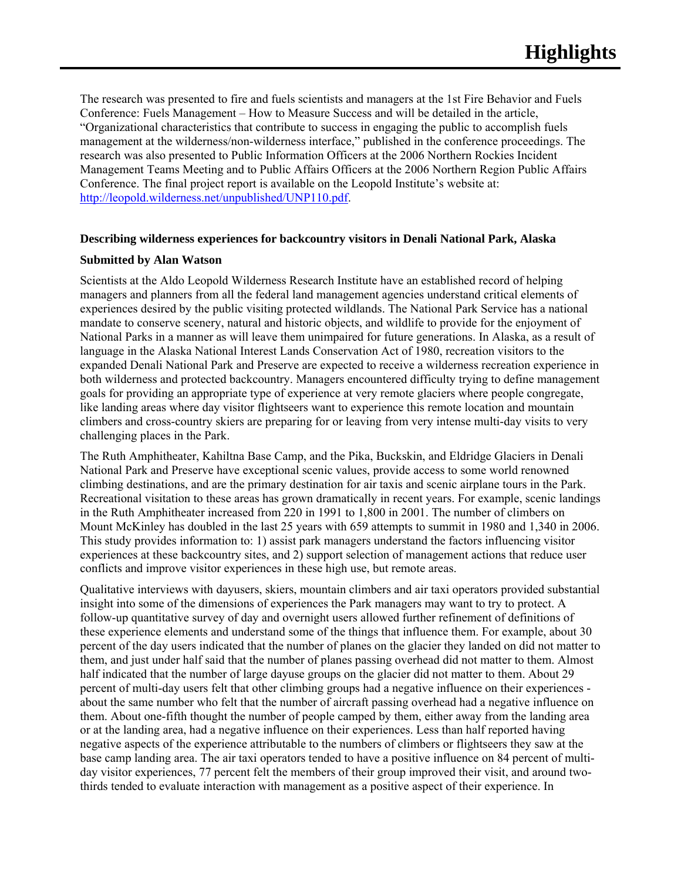The research was presented to fire and fuels scientists and managers at the 1st Fire Behavior and Fuels Conference: Fuels Management – How to Measure Success and will be detailed in the article, "Organizational characteristics that contribute to success in engaging the public to accomplish fuels management at the wilderness/non-wilderness interface," published in the conference proceedings. The research was also presented to Public Information Officers at the 2006 Northern Rockies Incident Management Teams Meeting and to Public Affairs Officers at the 2006 Northern Region Public Affairs Conference. The final project report is available on the Leopold Institute's website at: [http://leopold.wilderness.net/unpublished/UNP110.pdf](http://leopold.wilderness.net/unpublished/UNP110.pdf).

**Describing wilderness experiences for backcountry visitors in Denali National Park, Alaska**

**Submitted by Alan Watson**

Scientists at the Aldo Leopold Wilderness Research Institute have an established record of helping managers and planners from all the federal land management agencies understand critical elements of experiences desired by the public visiting protected wildlands. The National Park Service has a national mandate to conserve scenery, natural and historic objects, and wildlife to provide for the enjoyment of National Parks in a manner as will leave them unimpaired for future generations. In Alaska, as a result of language in the Alaska National Interest Lands Conservation Act of 1980, recreation visitors to the expanded Denali National Park and Preserve are expected to receive a wilderness recreation experience in both wilderness and protected backcountry. Managers encountered difficulty trying to define management goals for providing an appropriate type of experience at very remote glaciers where people congregate, like landing areas where day visitor flightseers want to experience this remote location and mountain climbers and cross-country skiers are preparing for or leaving from very intense multi-day visits to very challenging places in the Park.

The Ruth Amphitheater, Kahiltna Base Camp, and the Pika, Buckskin, and Eldridge Glaciers in Denali National Park and Preserve have exceptional scenic values, provide access to some world renowned climbing destinations, and are the primary destination for air taxis and scenic airplane tours in the Park. Recreational visitation to these areas has grown dramatically in recent years. For example, scenic landings in the Ruth Amphitheater increased from 220 in 1991 to 1,800 in 2001. The number of climbers on Mount McKinley has doubled in the last 25 years with 659 attempts to summit in 1980 and 1,340 in 2006. This study provides information to: 1) assist park managers understand the factors influencing visitor experiences at these backcountry sites, and 2) support selection of management actions that reduce user conflicts and improve visitor experiences in these high use, but remote areas.

Qualitative interviews with dayusers, skiers, mountain climbers and air taxi operators provided substantial insight into some of the dimensions of experiences the Park managers may want to try to protect. A follow-up quantitative survey of day and overnight users allowed further refinement of definitions of these experience elements and understand some of the things that influence them. For example, about 30 percent of the day users indicated that the number of planes on the glacier they landed on did not matter to them, and just under half said that the number of planes passing overhead did not matter to them. Almost half indicated that the number of large dayuse groups on the glacier did not matter to them. About 29 percent of multi-day users felt that other climbing groups had a negative influence on their experiences - about the same number who felt that the number of aircraft passing overhead had a negative influence on them. About one-fifth thought the number of people camped by them, either away from the landing area or at the landing area, had a negative influence on their experiences. Less than half reported having negative aspects of the experience attributable to the numbers of climbers or flightseers they saw at the base camp landing area. The air taxi operators tended to have a positive influence on 84 percent of multi-day visitor experiences, 77 percent felt the members of their group improved their visit, and around two-thirds tended to evaluate interaction with management as a positive aspect of their experience. In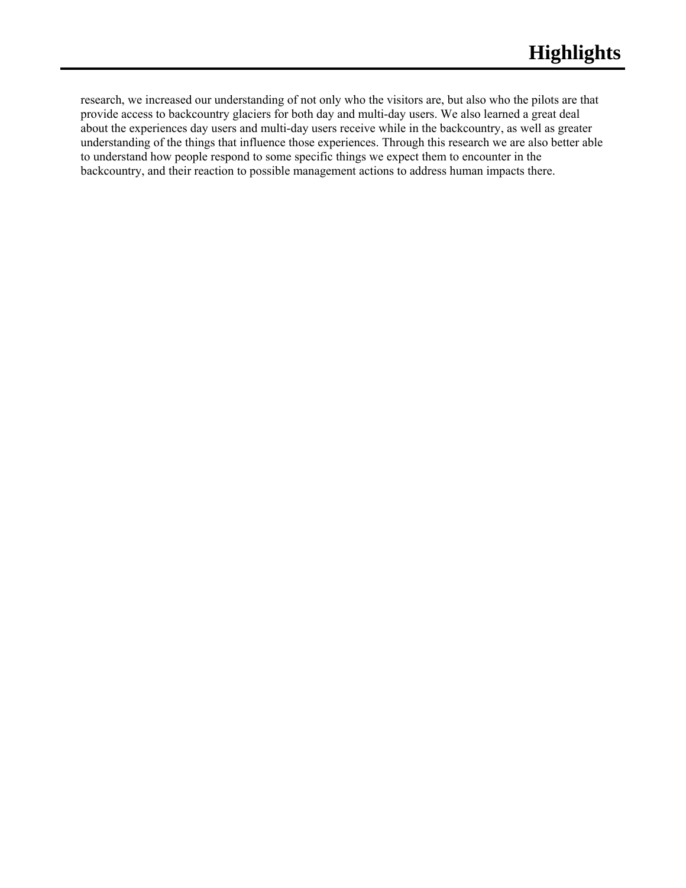research, we increased our understanding of not only who the visitors are, but also who the pilots are that provide access to backcountry glaciers for both day and multi-day users. We also learned a great deal about the experiences day users and multi-day users receive while in the backcountry, as well as greater understanding of the things that influence those experiences. Through this research we are also better able to understand how people respond to some specific things we expect them to encounter in the backcountry, and their reaction to possible management actions to address human impacts there.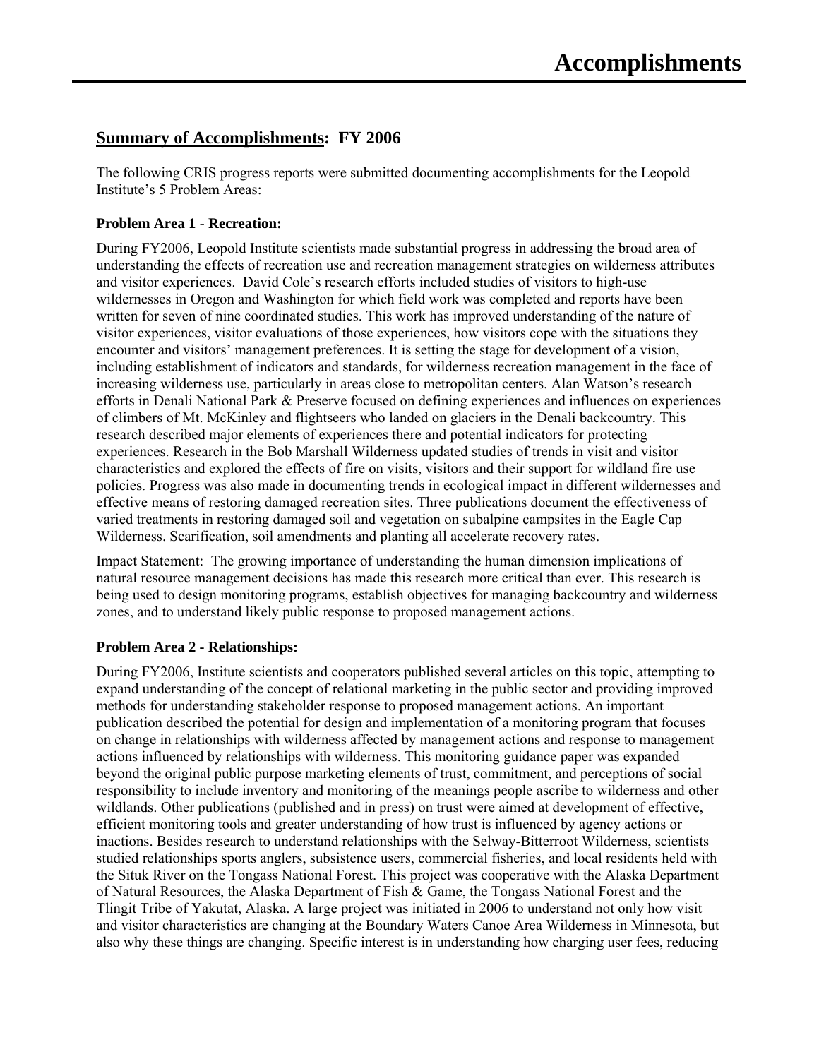# Accomplishments

## <u>Summary of Accomplishments</u>: FY 2006

The following CRIS progress reports were submitted documenting accomplishments for the Leopold Institute's 5 Problem Areas:

### Problem Area 1 - Recreation:

During FY2006, Leopold Institute scientists made substantial progress in addressing the broad area of understanding the effects of recreation use and recreation management strategies on wilderness attributes and visitor experiences. David Cole's research efforts included studies of visitors to high-use wildernesses in Oregon and Washington for which field work was completed and reports have been written for seven of nine coordinated studies. This work has improved understanding of the nature of visitor experiences, visitor evaluations of those experiences, how visitors cope with the situations they encounter and visitors' management preferences. It is setting the stage for development of a vision, including establishment of indicators and standards, for wilderness recreation management in the face of increasing wilderness use, particularly in areas close to metropolitan centers. Alan Watson's research efforts in Denali National Park & Preserve focused on defining experiences and influences on experiences of climbers of Mt. McKinley and flightseers who landed on glaciers in the Denali backcountry. This research described major elements of experiences there and potential indicators for protecting experiences. Research in the Bob Marshall Wilderness updated studies of trends in visit and visitor characteristics and explored the effects of fire on visits, visitors and their support for wildland fire use policies. Progress was also made in documenting trends in ecological impact in different wildernesses and effective means of restoring damaged recreation sites. Three publications document the effectiveness of varied treatments in restoring damaged soil and vegetation on subalpine campsites in the Eagle Cap Wilderness. Scarification, soil amendments and planting all accelerate recovery rates.

<u>Impact Statement</u>: The growing importance of understanding the human dimension implications of natural resource management decisions has made this research more critical than ever. This research is being used to design monitoring programs, establish objectives for managing backcountry and wilderness zones, and to understand likely public response to proposed management actions.

### Problem Area 2 - Relationships:

During FY2006, Institute scientists and cooperators published several articles on this topic, attempting to expand understanding of the concept of relational marketing in the public sector and providing improved methods for understanding stakeholder response to proposed management actions. An important publication described the potential for design and implementation of a monitoring program that focuses on change in relationships with wilderness affected by management actions and response to management actions influenced by relationships with wilderness. This monitoring guidance paper was expanded beyond the original public purpose marketing elements of trust, commitment, and perceptions of social responsibility to include inventory and monitoring of the meanings people ascribe to wilderness and other wildlands. Other publications (published and in press) on trust were aimed at development of effective, efficient monitoring tools and greater understanding of how trust is influenced by agency actions or inactions. Besides research to understand relationships with the Selway-Bitterroot Wilderness, scientists studied relationships sports anglers, subsistence users, commercial fisheries, and local residents held with the Situk River on the Tongass National Forest. This project was cooperative with the Alaska Department of Natural Resources, the Alaska Department of Fish & Game, the Tongass National Forest and the Tlingit Tribe of Yakutat, Alaska. A large project was initiated in 2006 to understand not only how visit and visitor characteristics are changing at the Boundary Waters Canoe Area Wilderness in Minnesota, but also why these things are changing. Specific interest is in understanding how charging user fees, reducing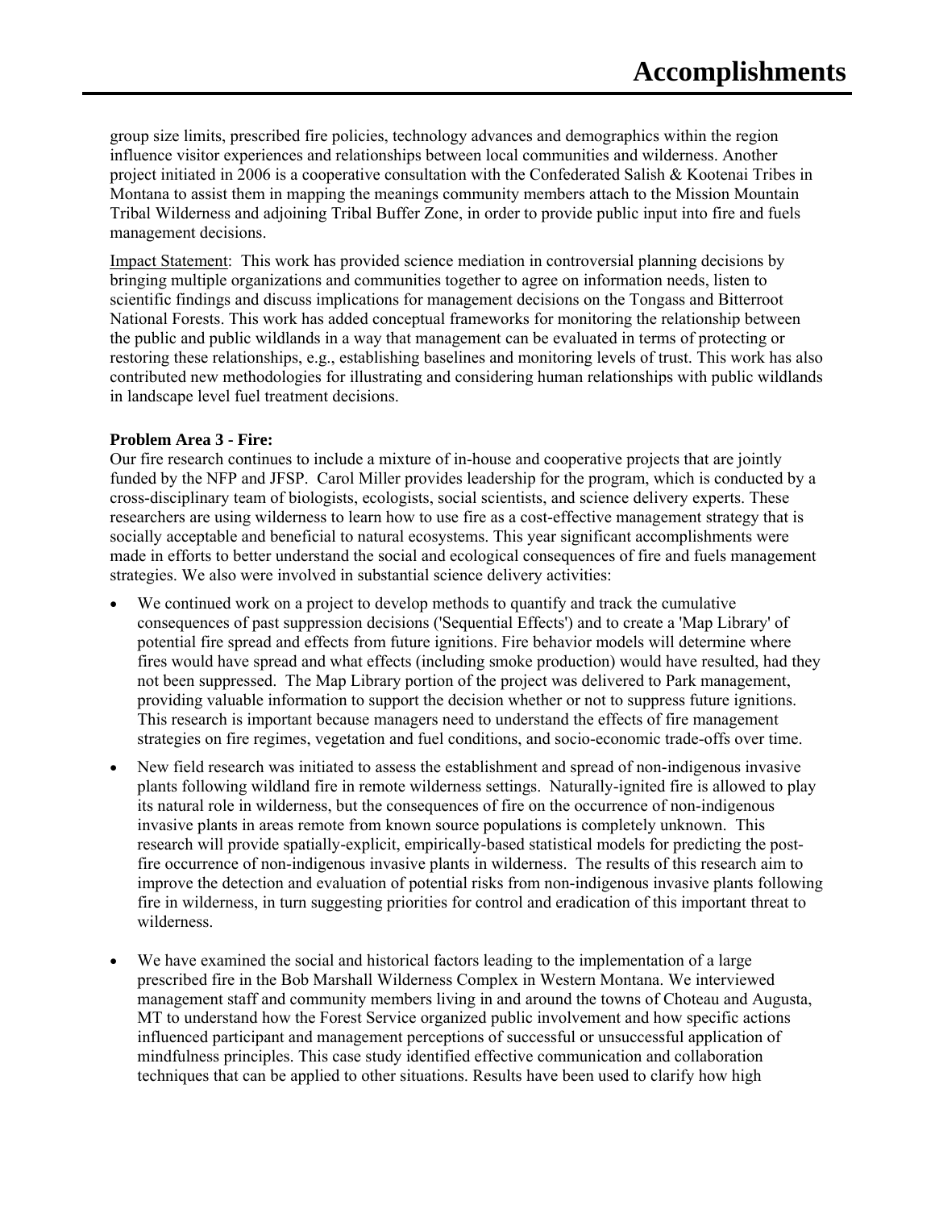group size limits, prescribed fire policies, technology advances and demographics within the region influence visitor experiences and relationships between local communities and wilderness. Another project initiated in 2006 is a cooperative consultation with the Confederated Salish & Kootenai Tribes in Montana to assist them in mapping the meanings community members attach to the Mission Mountain Tribal Wilderness and adjoining Tribal Buffer Zone, in order to provide public input into fire and fuels management decisions.

Impact Statement: This work has provided science mediation in controversial planning decisions by bringing multiple organizations and communities together to agree on information needs, listen to scientific findings and discuss implications for management decisions on the Tongass and Bitterroot National Forests. This work has added conceptual frameworks for monitoring the relationship between the public and public wildlands in a way that management can be evaluated in terms of protecting or restoring these relationships, e.g., establishing baselines and monitoring levels of trust. This work has also contributed new methodologies for illustrating and considering human relationships with public wildlands in landscape level fuel treatment decisions.

**Problem Area 3 - Fire:**

Our fire research continues to include a mixture of in-house and cooperative projects that are jointly funded by the NFP and JFSP. Carol Miller provides leadership for the program, which is conducted by a cross-disciplinary team of biologists, ecologists, social scientists, and science delivery experts. These researchers are using wilderness to learn how to use fire as a cost-effective management strategy that is socially acceptable and beneficial to natural ecosystems. This year significant accomplishments were made in efforts to better understand the social and ecological consequences of fire and fuels management strategies. We also were involved in substantial science delivery activities:

- We continued work on a project to develop methods to quantify and track the cumulative consequences of past suppression decisions ('Sequential Effects') and to create a 'Map Library' of potential fire spread and effects from future ignitions. Fire behavior models will determine where fires would have spread and what effects (including smoke production) would have resulted, had they not been suppressed. The Map Library portion of the project was delivered to Park management, providing valuable information to support the decision whether or not to suppress future ignitions. This research is important because managers need to understand the effects of fire management strategies on fire regimes, vegetation and fuel conditions, and socio-economic trade-offs over time.
- New field research was initiated to assess the establishment and spread of non-indigenous invasive plants following wildland fire in remote wilderness settings. Naturally-ignited fire is allowed to play its natural role in wilderness, but the consequences of fire on the occurrence of non-indigenous invasive plants in areas remote from known source populations is completely unknown. This research will provide spatially-explicit, empirically-based statistical models for predicting the post-fire occurrence of non-indigenous invasive plants in wilderness. The results of this research aim to improve the detection and evaluation of potential risks from non-indigenous invasive plants following fire in wilderness, in turn suggesting priorities for control and eradication of this important threat to wilderness.
- We have examined the social and historical factors leading to the implementation of a large prescribed fire in the Bob Marshall Wilderness Complex in Western Montana. We interviewed management staff and community members living in and around the towns of Choteau and Augusta, MT to understand how the Forest Service organized public involvement and how specific actions influenced participant and management perceptions of successful or unsuccessful application of mindfulness principles. This case study identified effective communication and collaboration techniques that can be applied to other situations. Results have been used to clarify how high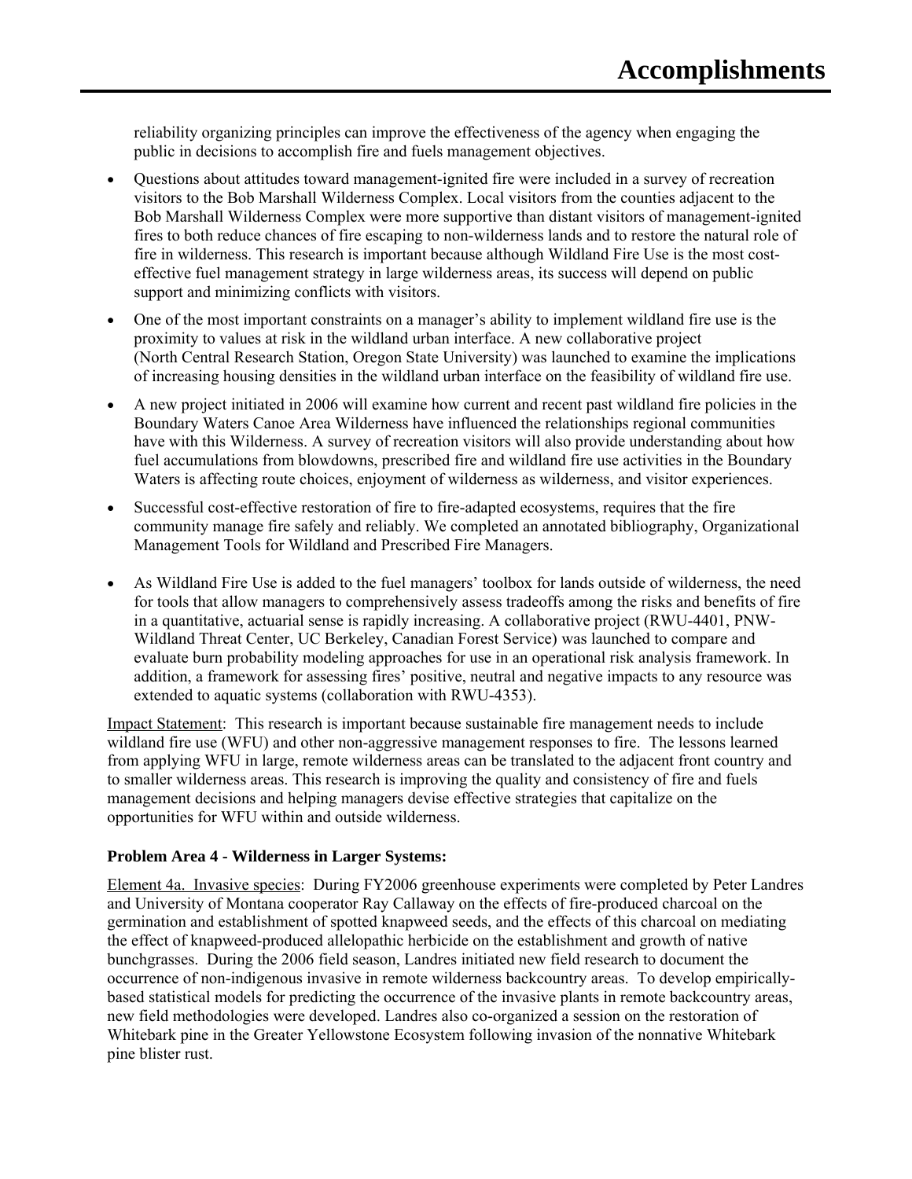reliability organizing principles can improve the effectiveness of the agency when engaging the public in decisions to accomplish fire and fuels management objectives.

- Questions about attitudes toward management-ignited fire were included in a survey of recreation visitors to the Bob Marshall Wilderness Complex. Local visitors from the counties adjacent to the Bob Marshall Wilderness Complex were more supportive than distant visitors of management-ignited fires to both reduce chances of fire escaping to non-wilderness lands and to restore the natural role of fire in wilderness. This research is important because although Wildland Fire Use is the most cost-effective fuel management strategy in large wilderness areas, its success will depend on public support and minimizing conflicts with visitors.
- One of the most important constraints on a manager's ability to implement wildland fire use is the proximity to values at risk in the wildland urban interface. A new collaborative project (North Central Research Station, Oregon State University) was launched to examine the implications of increasing housing densities in the wildland urban interface on the feasibility of wildland fire use.
- A new project initiated in 2006 will examine how current and recent past wildland fire policies in the Boundary Waters Canoe Area Wilderness have influenced the relationships regional communities have with this Wilderness. A survey of recreation visitors will also provide understanding about how fuel accumulations from blowdowns, prescribed fire and wildland fire use activities in the Boundary Waters is affecting route choices, enjoyment of wilderness as wilderness, and visitor experiences.
- Successful cost-effective restoration of fire to fire-adapted ecosystems, requires that the fire community manage fire safely and reliably. We completed an annotated bibliography, Organizational Management Tools for Wildland and Prescribed Fire Managers.
- As Wildland Fire Use is added to the fuel managers' toolbox for lands outside of wilderness, the need for tools that allow managers to comprehensively assess tradeoffs among the risks and benefits of fire in a quantitative, actuarial sense is rapidly increasing. A collaborative project (RWU-4401, PNW-Wildland Threat Center, UC Berkeley, Canadian Forest Service) was launched to compare and evaluate burn probability modeling approaches for use in an operational risk analysis framework. In addition, a framework for assessing fires' positive, neutral and negative impacts to any resource was extended to aquatic systems (collaboration with RWU-4353).

Impact Statement: This research is important because sustainable fire management needs to include wildland fire use (WFU) and other non-aggressive management responses to fire. The lessons learned from applying WFU in large, remote wilderness areas can be translated to the adjacent front country and to smaller wilderness areas. This research is improving the quality and consistency of fire and fuels management decisions and helping managers devise effective strategies that capitalize on the opportunities for WFU within and outside wilderness.

**Problem Area 4 - Wilderness in Larger Systems:**

Element 4a. Invasive species: During FY2006 greenhouse experiments were completed by Peter Landres and University of Montana cooperator Ray Callaway on the effects of fire-produced charcoal on the germination and establishment of spotted knapweed seeds, and the effects of this charcoal on mediating the effect of knapweed-produced allelopathic herbicide on the establishment and growth of native bunchgrasses. During the 2006 field season, Landres initiated new field research to document the occurrence of non-indigenous invasive in remote wilderness backcountry areas. To develop empirically-based statistical models for predicting the occurrence of the invasive plants in remote backcountry areas, new field methodologies were developed. Landres also co-organized a session on the restoration of Whitebark pine in the Greater Yellowstone Ecosystem following invasion of the nonnative Whitebark pine blister rust.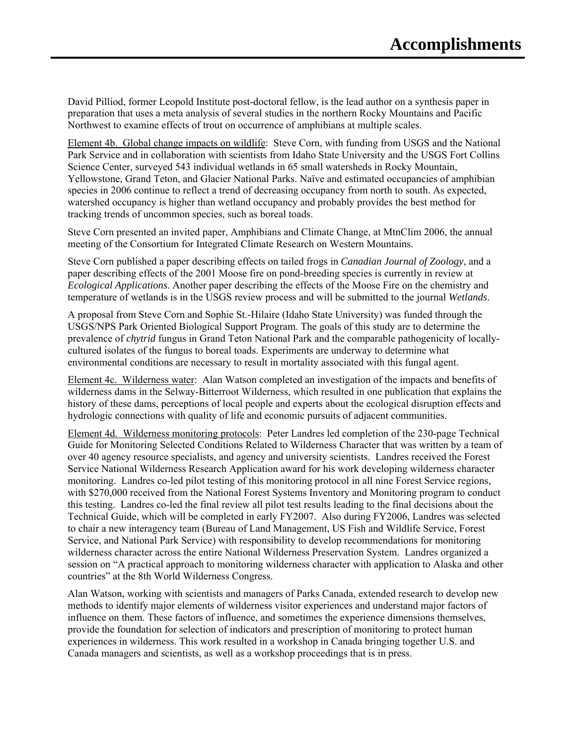David Pilliod, former Leopold Institute post-doctoral fellow, is the lead author on a synthesis paper in preparation that uses a meta analysis of several studies in the northern Rocky Mountains and Pacific Northwest to examine effects of trout on occurrence of amphibians at multiple scales.

Element 4b. Global change impacts on wildlife: Steve Corn, with funding from USGS and the National Park Service and in collaboration with scientists from Idaho State University and the USGS Fort Collins Science Center, surveyed 543 individual wetlands in 65 small watersheds in Rocky Mountain, Yellowstone, Grand Teton, and Glacier National Parks. Naïve and estimated occupancies of amphibian species in 2006 continue to reflect a trend of decreasing occupancy from north to south. As expected, watershed occupancy is higher than wetland occupancy and probably provides the best method for tracking trends of uncommon species, such as boreal toads.

Steve Corn presented an invited paper, Amphibians and Climate Change, at MtnClim 2006, the annual meeting of the Consortium for Integrated Climate Research on Western Mountains.

Steve Corn published a paper describing effects on tailed frogs in *Canadian Journal of Zoology*, and a paper describing effects of the 2001 Moose fire on pond-breeding species is currently in review at *Ecological Applications*. Another paper describing the effects of the Moose Fire on the chemistry and temperature of wetlands is in the USGS review process and will be submitted to the journal *Wetlands*.

A proposal from Steve Corn and Sophie St.-Hilaire (Idaho State University) was funded through the USGS/NPS Park Oriented Biological Support Program. The goals of this study are to determine the prevalence of *chytrid* fungus in Grand Teton National Park and the comparable pathogenicity of locally-cultured isolates of the fungus to boreal toads. Experiments are underway to determine what environmental conditions are necessary to result in mortality associated with this fungal agent.

Element 4c. Wilderness water: Alan Watson completed an investigation of the impacts and benefits of wilderness dams in the Selway-Bitterroot Wilderness, which resulted in one publication that explains the history of these dams, perceptions of local people and experts about the ecological disruption effects and hydrologic connections with quality of life and economic pursuits of adjacent communities.

Element 4d. Wilderness monitoring protocols: Peter Landres led completion of the 230-page Technical Guide for Monitoring Selected Conditions Related to Wilderness Character that was written by a team of over 40 agency resource specialists, and agency and university scientists. Landres received the Forest Service National Wilderness Research Application award for his work developing wilderness character monitoring. Landres co-led pilot testing of this monitoring protocol in all nine Forest Service regions, with $270,000 received from the National Forest Systems Inventory and Monitoring program to conduct this testing. Landres co-led the final review all pilot test results leading to the final decisions about the Technical Guide, which will be completed in early FY2007. Also during FY2006, Landres was selected to chair a new interagency team (Bureau of Land Management, US Fish and Wildlife Service, Forest Service, and National Park Service) with responsibility to develop recommendations for monitoring wilderness character across the entire National Wilderness Preservation System. Landres organized a session on "A practical approach to monitoring wilderness character with application to Alaska and other countries" at the 8th World Wilderness Congress.

Alan Watson, working with scientists and managers of Parks Canada, extended research to develop new methods to identify major elements of wilderness visitor experiences and understand major factors of influence on them. These factors of influence, and sometimes the experience dimensions themselves, provide the foundation for selection of indicators and prescription of monitoring to protect human experiences in wilderness. This work resulted in a workshop in Canada bringing together U.S. and Canada managers and scientists, as well as a workshop proceedings that is in press.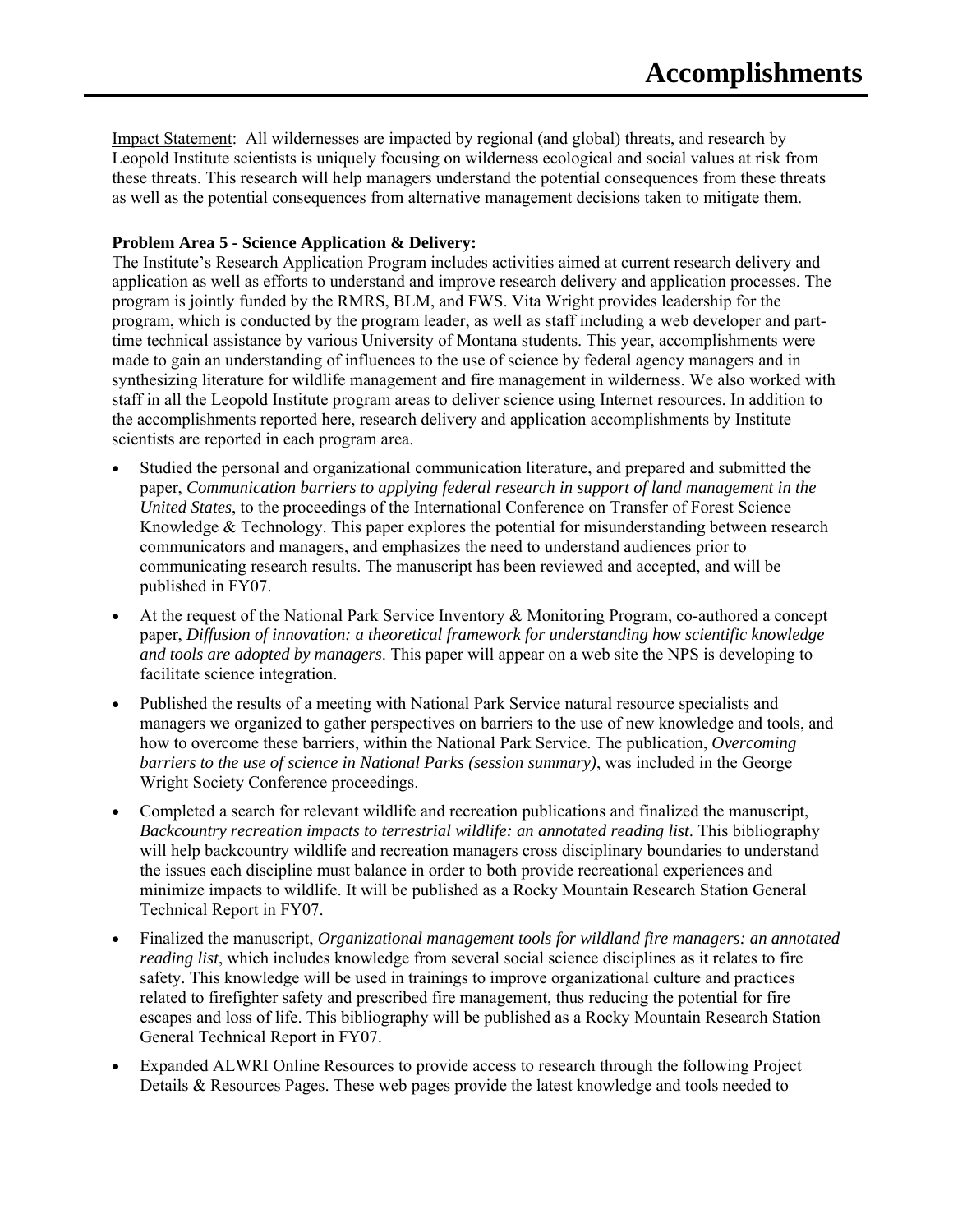# Accomplishments

Impact Statement: All wildernesses are impacted by regional (and global) threats, and research by Leopold Institute scientists is uniquely focusing on wilderness ecological and social values at risk from these threats. This research will help managers understand the potential consequences from these threats as well as the potential consequences from alternative management decisions taken to mitigate them.

**Problem Area 5 - Science Application & Delivery:**

The Institute's Research Application Program includes activities aimed at current research delivery and application as well as efforts to understand and improve research delivery and application processes. The program is jointly funded by the RMRS, BLM, and FWS. Vita Wright provides leadership for the program, which is conducted by the program leader, as well as staff including a web developer and part-time technical assistance by various University of Montana students. This year, accomplishments were made to gain an understanding of influences to the use of science by federal agency managers and in synthesizing literature for wildlife management and fire management in wilderness. We also worked with staff in all the Leopold Institute program areas to deliver science using Internet resources. In addition to the accomplishments reported here, research delivery and application accomplishments by Institute scientists are reported in each program area.

- Studied the personal and organizational communication literature, and prepared and submitted the paper, *Communication barriers to applying federal research in support of land management in the United States*, to the proceedings of the International Conference on Transfer of Forest Science Knowledge & Technology. This paper explores the potential for misunderstanding between research communicators and managers, and emphasizes the need to understand audiences prior to communicating research results. The manuscript has been reviewed and accepted, and will be published in FY07.
- At the request of the National Park Service Inventory & Monitoring Program, co-authored a concept paper, *Diffusion of innovation: a theoretical framework for understanding how scientific knowledge and tools are adopted by managers*. This paper will appear on a web site the NPS is developing to facilitate science integration.
- Published the results of a meeting with National Park Service natural resource specialists and managers we organized to gather perspectives on barriers to the use of new knowledge and tools, and how to overcome these barriers, within the National Park Service. The publication, *Overcoming barriers to the use of science in National Parks (session summary)*, was included in the George Wright Society Conference proceedings.
- Completed a search for relevant wildlife and recreation publications and finalized the manuscript, *Backcountry recreation impacts to terrestrial wildlife: an annotated reading list*. This bibliography will help backcountry wildlife and recreation managers cross disciplinary boundaries to understand the issues each discipline must balance in order to both provide recreational experiences and minimize impacts to wildlife. It will be published as a Rocky Mountain Research Station General Technical Report in FY07.
- Finalized the manuscript, *Organizational management tools for wildland fire managers: an annotated reading list*, which includes knowledge from several social science disciplines as it relates to fire safety. This knowledge will be used in trainings to improve organizational culture and practices related to firefighter safety and prescribed fire management, thus reducing the potential for fire escapes and loss of life. This bibliography will be published as a Rocky Mountain Research Station General Technical Report in FY07.
- Expanded ALWRI Online Resources to provide access to research through the following Project Details & Resources Pages. These web pages provide the latest knowledge and tools needed to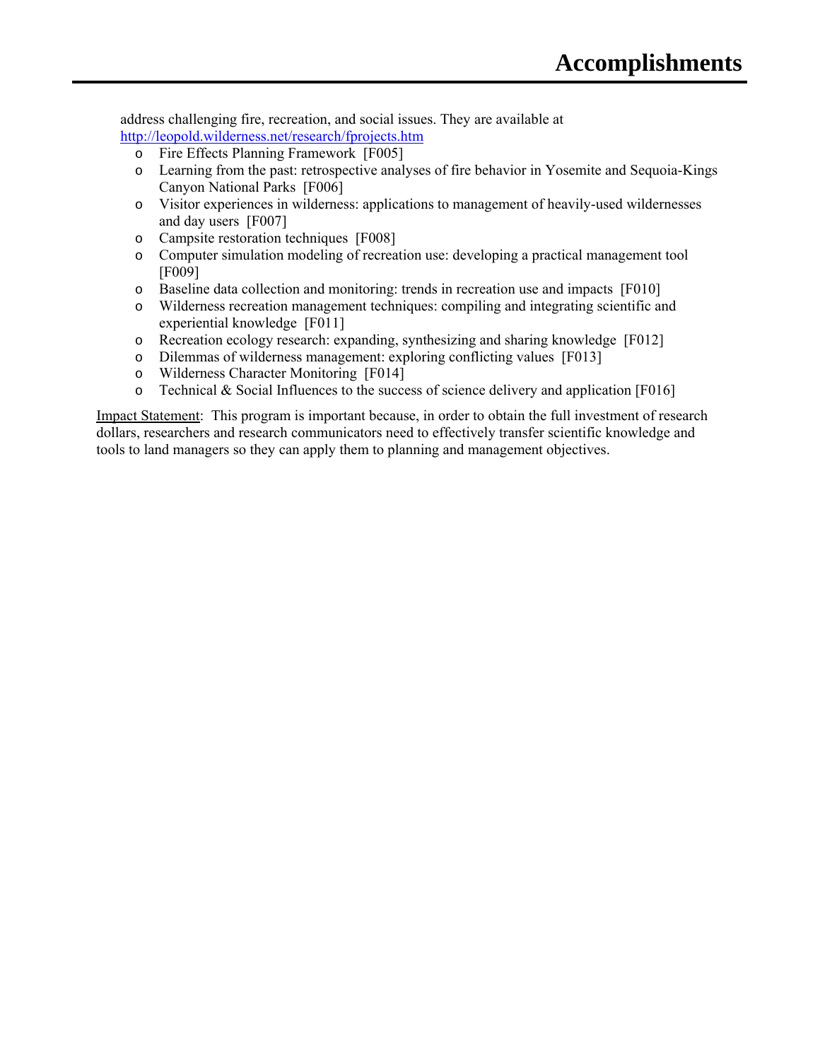address challenging fire, recreation, and social issues. They are available at http://leopold.wilderness.net/research/fprojects.htm

- Fire Effects Planning Framework [F005]
- Learning from the past: retrospective analyses of fire behavior in Yosemite and Sequoia-Kings Canyon National Parks [F006]
- Visitor experiences in wilderness: applications to management of heavily-used wildernesses and day users [F007]
- Campsite restoration techniques [F008]
- Computer simulation modeling of recreation use: developing a practical management tool [F009]
- Baseline data collection and monitoring: trends in recreation use and impacts [F010]
- Wilderness recreation management techniques: compiling and integrating scientific and experiential knowledge [F011]
- Recreation ecology research: expanding, synthesizing and sharing knowledge [F012]
- Dilemmas of wilderness management: exploring conflicting values [F013]
- Wilderness Character Monitoring [F014]
- Technical & Social Influences to the success of science delivery and application [F016]

Impact Statement: This program is important because, in order to obtain the full investment of research dollars, researchers and research communicators need to effectively transfer scientific knowledge and tools to land managers so they can apply them to planning and management objectives.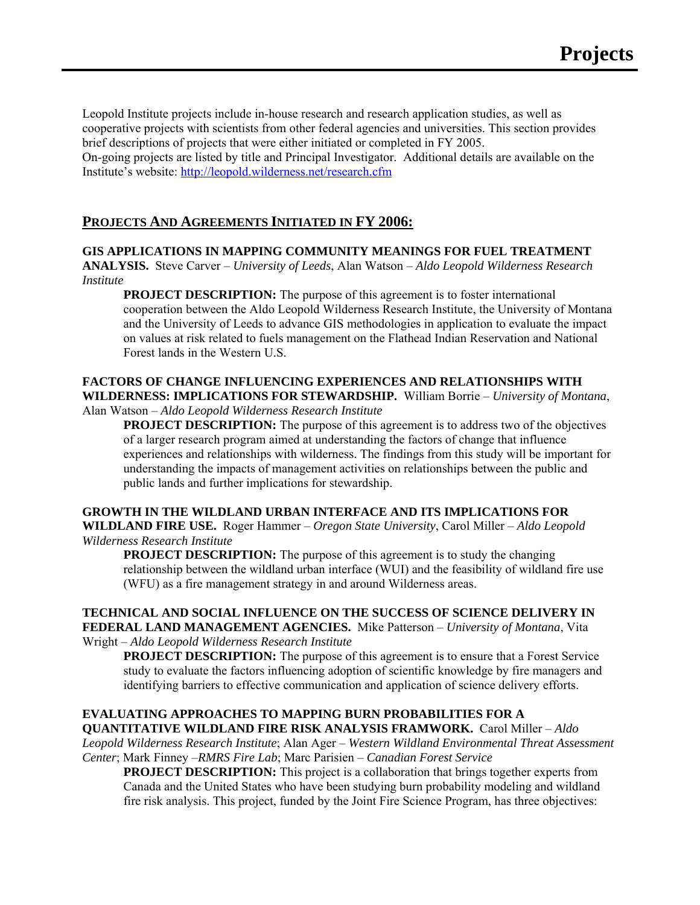# Projects

Leopold Institute projects include in-house research and research application studies, as well as cooperative projects with scientists from other federal agencies and universities. This section provides brief descriptions of projects that were either initiated or completed in FY 2005.
On-going projects are listed by title and Principal Investigator. Additional details are available on the Institute's website: http://leopold.wilderness.net/research.cfm

## PROJECTS AND AGREEMENTS INITIATED IN FY 2006:

**GIS APPLICATIONS IN MAPPING COMMUNITY MEANINGS FOR FUEL TREATMENT ANALYSIS.** Steve Carver – *University of Leeds*, Alan Watson – *Aldo Leopold Wilderness Research Institute*

> **PROJECT DESCRIPTION:** The purpose of this agreement is to foster international cooperation between the Aldo Leopold Wilderness Research Institute, the University of Montana and the University of Leeds to advance GIS methodologies in application to evaluate the impact on values at risk related to fuels management on the Flathead Indian Reservation and National Forest lands in the Western U.S.

**FACTORS OF CHANGE INFLUENCING EXPERIENCES AND RELATIONSHIPS WITH WILDERNESS: IMPLICATIONS FOR STEWARDSHIP.** William Borrie – *University of Montana*, Alan Watson – *Aldo Leopold Wilderness Research Institute*

> **PROJECT DESCRIPTION:** The purpose of this agreement is to address two of the objectives of a larger research program aimed at understanding the factors of change that influence experiences and relationships with wilderness. The findings from this study will be important for understanding the impacts of management activities on relationships between the public and public lands and further implications for stewardship.

**GROWTH IN THE WILDLAND URBAN INTERFACE AND ITS IMPLICATIONS FOR WILDLAND FIRE USE.** Roger Hammer – *Oregon State University*, Carol Miller – *Aldo Leopold Wilderness Research Institute*

> **PROJECT DESCRIPTION:** The purpose of this agreement is to study the changing relationship between the wildland urban interface (WUI) and the feasibility of wildland fire use (WFU) as a fire management strategy in and around Wilderness areas.

**TECHNICAL AND SOCIAL INFLUENCE ON THE SUCCESS OF SCIENCE DELIVERY IN FEDERAL LAND MANAGEMENT AGENCIES.** Mike Patterson – *University of Montana*, Vita Wright – *Aldo Leopold Wilderness Research Institute*

> **PROJECT DESCRIPTION:** The purpose of this agreement is to ensure that a Forest Service study to evaluate the factors influencing adoption of scientific knowledge by fire managers and identifying barriers to effective communication and application of science delivery efforts.

**EVALUATING APPROACHES TO MAPPING BURN PROBABILITIES FOR A QUANTITATIVE WILDLAND FIRE RISK ANALYSIS FRAMWORK.** Carol Miller – *Aldo Leopold Wilderness Research Institute*; Alan Ager – *Western Wildland Environmental Threat Assessment Center*; Mark Finney –*RMRS Fire Lab*; Marc Parisien – *Canadian Forest Service*

> **PROJECT DESCRIPTION:** This project is a collaboration that brings together experts from Canada and the United States who have been studying burn probability modeling and wildland fire risk analysis. This project, funded by the Joint Fire Science Program, has three objectives: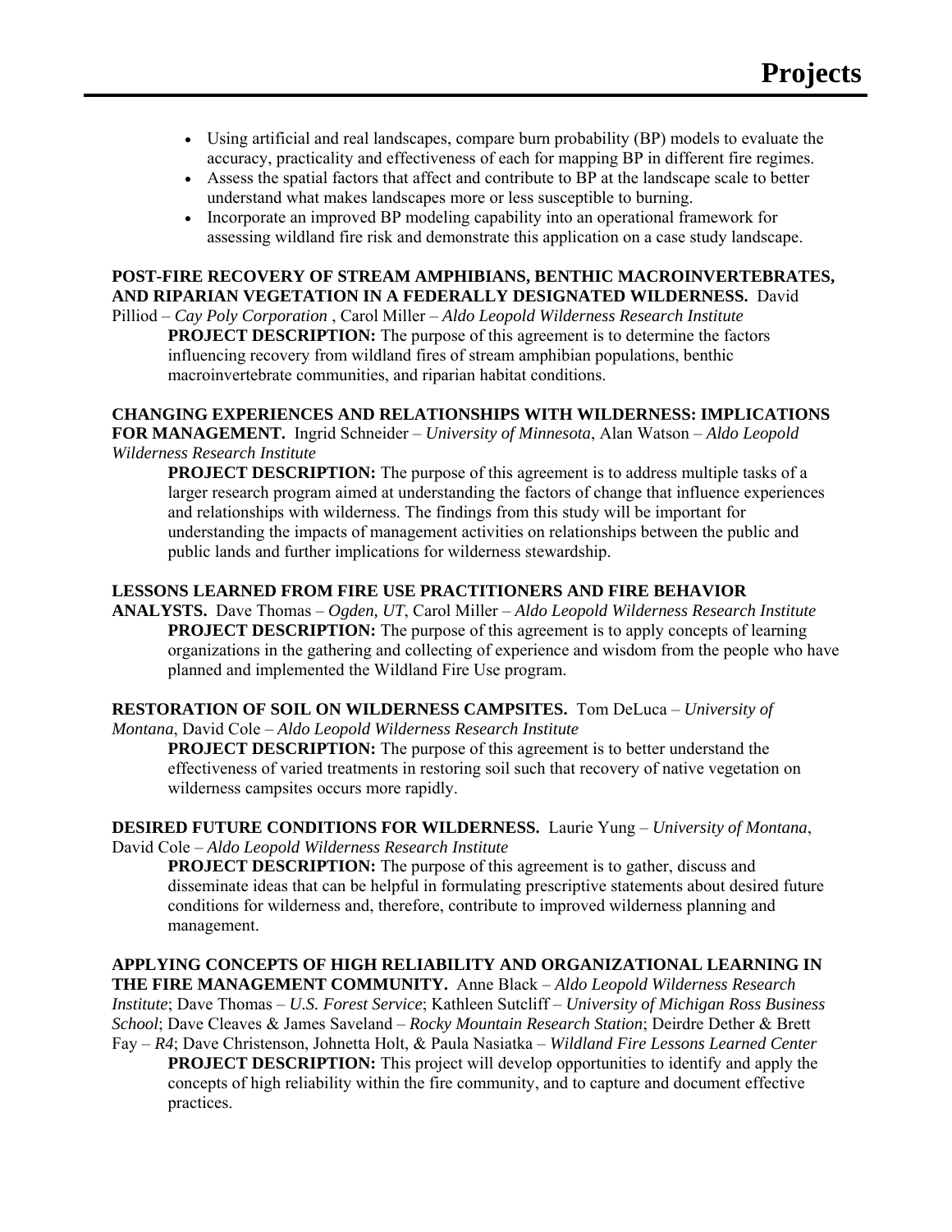- Using artificial and real landscapes, compare burn probability (BP) models to evaluate the accuracy, practicality and effectiveness of each for mapping BP in different fire regimes.
- Assess the spatial factors that affect and contribute to BP at the landscape scale to better understand what makes landscapes more or less susceptible to burning.
- Incorporate an improved BP modeling capability into an operational framework for assessing wildland fire risk and demonstrate this application on a case study landscape.

**POST-FIRE RECOVERY OF STREAM AMPHIBIANS, BENTHIC MACROINVERTEBRATES, AND RIPARIAN VEGETATION IN A FEDERALLY DESIGNATED WILDERNESS.** David Pilliod – *Cay Poly Corporation* , Carol Miller – *Aldo Leopold Wilderness Research Institute*

**PROJECT DESCRIPTION:** The purpose of this agreement is to determine the factors influencing recovery from wildland fires of stream amphibian populations, benthic macroinvertebrate communities, and riparian habitat conditions.

**CHANGING EXPERIENCES AND RELATIONSHIPS WITH WILDERNESS: IMPLICATIONS FOR MANAGEMENT.** Ingrid Schneider – *University of Minnesota*, Alan Watson – *Aldo Leopold Wilderness Research Institute*

**PROJECT DESCRIPTION:** The purpose of this agreement is to address multiple tasks of a larger research program aimed at understanding the factors of change that influence experiences and relationships with wilderness. The findings from this study will be important for understanding the impacts of management activities on relationships between the public and public lands and further implications for wilderness stewardship.

**LESSONS LEARNED FROM FIRE USE PRACTITIONERS AND FIRE BEHAVIOR ANALYSTS.** Dave Thomas – *Ogden, UT*, Carol Miller – *Aldo Leopold Wilderness Research Institute*

**PROJECT DESCRIPTION:** The purpose of this agreement is to apply concepts of learning organizations in the gathering and collecting of experience and wisdom from the people who have planned and implemented the Wildland Fire Use program.

**RESTORATION OF SOIL ON WILDERNESS CAMPSITES.** Tom DeLuca – *University of Montana*, David Cole – *Aldo Leopold Wilderness Research Institute*

**PROJECT DESCRIPTION:** The purpose of this agreement is to better understand the effectiveness of varied treatments in restoring soil such that recovery of native vegetation on wilderness campsites occurs more rapidly.

**DESIRED FUTURE CONDITIONS FOR WILDERNESS.** Laurie Yung – *University of Montana*, David Cole – *Aldo Leopold Wilderness Research Institute*

**PROJECT DESCRIPTION:** The purpose of this agreement is to gather, discuss and disseminate ideas that can be helpful in formulating prescriptive statements about desired future conditions for wilderness and, therefore, contribute to improved wilderness planning and management.

**APPLYING CONCEPTS OF HIGH RELIABILITY AND ORGANIZATIONAL LEARNING IN THE FIRE MANAGEMENT COMMUNITY.** Anne Black – *Aldo Leopold Wilderness Research Institute*; Dave Thomas – *U.S. Forest Service*; Kathleen Sutcliff – *University of Michigan Ross Business School*; Dave Cleaves & James Saveland – *Rocky Mountain Research Station*; Deirdre Dether & Brett Fay – *R4*; Dave Christenson, Johnetta Holt, & Paula Nasiatka – *Wildland Fire Lessons Learned Center*

**PROJECT DESCRIPTION:** This project will develop opportunities to identify and apply the concepts of high reliability within the fire community, and to capture and document effective practices.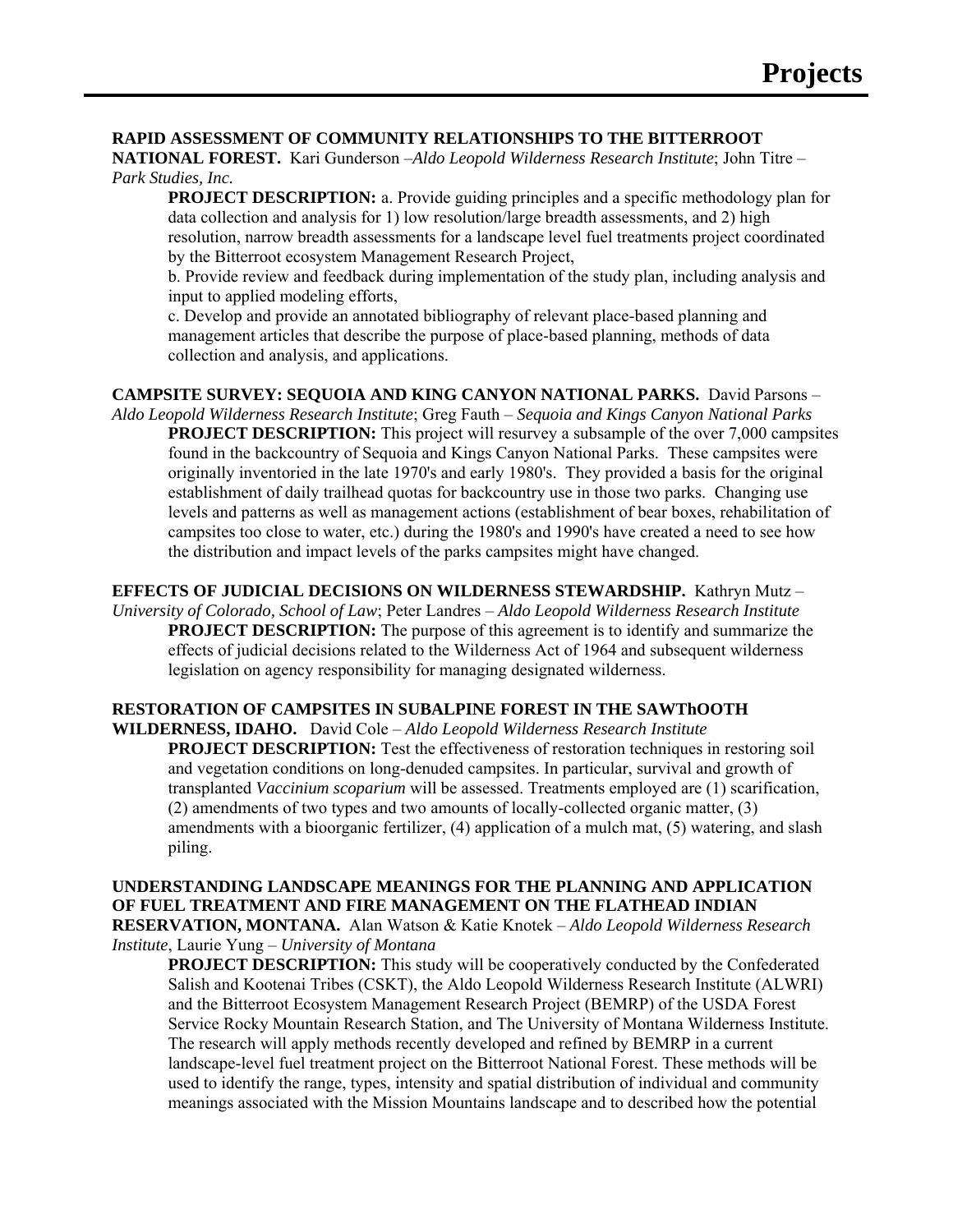# Projects

**RAPID ASSESSMENT OF COMMUNITY RELATIONSHIPS TO THE BITTERROOT NATIONAL FOREST.** Kari Gunderson –*Aldo Leopold Wilderness Research Institute*; John Titre – *Park Studies, Inc.*

**PROJECT DESCRIPTION:** a. Provide guiding principles and a specific methodology plan for data collection and analysis for 1) low resolution/large breadth assessments, and 2) high resolution, narrow breadth assessments for a landscape level fuel treatments project coordinated by the Bitterroot ecosystem Management Research Project,
b. Provide review and feedback during implementation of the study plan, including analysis and input to applied modeling efforts,
c. Develop and provide an annotated bibliography of relevant place-based planning and management articles that describe the purpose of place-based planning, methods of data collection and analysis, and applications.

**CAMPSITE SURVEY: SEQUOIA AND KING CANYON NATIONAL PARKS.** David Parsons – *Aldo Leopold Wilderness Research Institute*; Greg Fauth – *Sequoia and Kings Canyon National Parks*

**PROJECT DESCRIPTION:** This project will resurvey a subsample of the over 7,000 campsites found in the backcountry of Sequoia and Kings Canyon National Parks. These campsites were originally inventoried in the late 1970's and early 1980's. They provided a basis for the original establishment of daily trailhead quotas for backcountry use in those two parks. Changing use levels and patterns as well as management actions (establishment of bear boxes, rehabilitation of campsites too close to water, etc.) during the 1980's and 1990's have created a need to see how the distribution and impact levels of the parks campsites might have changed.

**EFFECTS OF JUDICIAL DECISIONS ON WILDERNESS STEWARDSHIP.** Kathryn Mutz – *University of Colorado, School of Law*; Peter Landres – *Aldo Leopold Wilderness Research Institute*

**PROJECT DESCRIPTION:** The purpose of this agreement is to identify and summarize the effects of judicial decisions related to the Wilderness Act of 1964 and subsequent wilderness legislation on agency responsibility for managing designated wilderness.

**RESTORATION OF CAMPSITES IN SUBALPINE FOREST IN THE SAWThOOTH WILDERNESS, IDAHO.** David Cole – *Aldo Leopold Wilderness Research Institute*

**PROJECT DESCRIPTION:** Test the effectiveness of restoration techniques in restoring soil and vegetation conditions on long-denuded campsites. In particular, survival and growth of transplanted *Vaccinium scoparium* will be assessed. Treatments employed are (1) scarification, (2) amendments of two types and two amounts of locally-collected organic matter, (3) amendments with a bioorganic fertilizer, (4) application of a mulch mat, (5) watering, and slash piling.

**UNDERSTANDING LANDSCAPE MEANINGS FOR THE PLANNING AND APPLICATION OF FUEL TREATMENT AND FIRE MANAGEMENT ON THE FLATHEAD INDIAN RESERVATION, MONTANA.** Alan Watson & Katie Knotek – *Aldo Leopold Wilderness Research Institute*, Laurie Yung – *University of Montana*

**PROJECT DESCRIPTION:** This study will be cooperatively conducted by the Confederated Salish and Kootenai Tribes (CSKT), the Aldo Leopold Wilderness Research Institute (ALWRI) and the Bitterroot Ecosystem Management Research Project (BEMRP) of the USDA Forest Service Rocky Mountain Research Station, and The University of Montana Wilderness Institute. The research will apply methods recently developed and refined by BEMRP in a current landscape-level fuel treatment project on the Bitterroot National Forest. These methods will be used to identify the range, types, intensity and spatial distribution of individual and community meanings associated with the Mission Mountains landscape and to described how the potential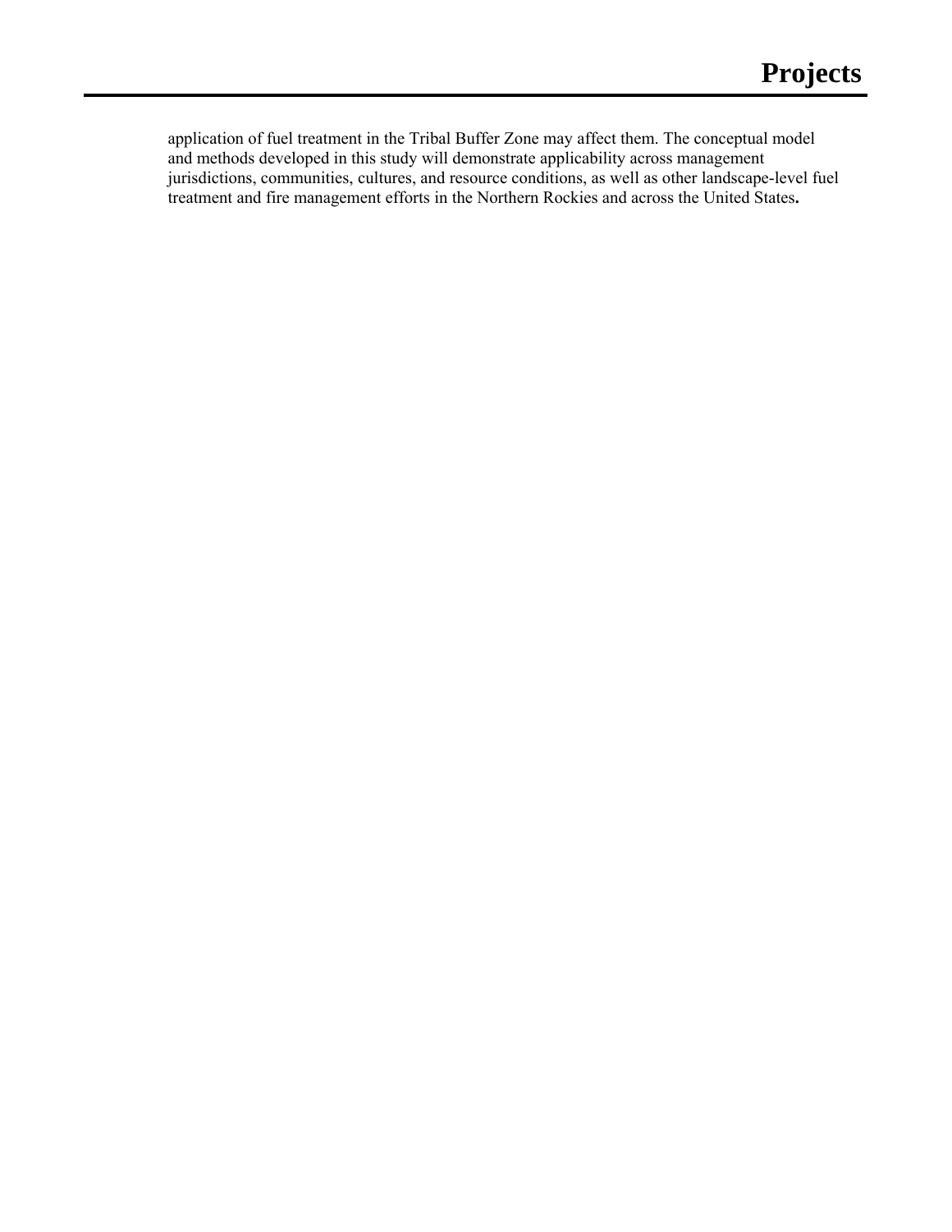application of fuel treatment in the Tribal Buffer Zone may affect them. The conceptual model and methods developed in this study will demonstrate applicability across management jurisdictions, communities, cultures, and resource conditions, as well as other landscape-level fuel treatment and fire management efforts in the Northern Rockies and across the United States**.**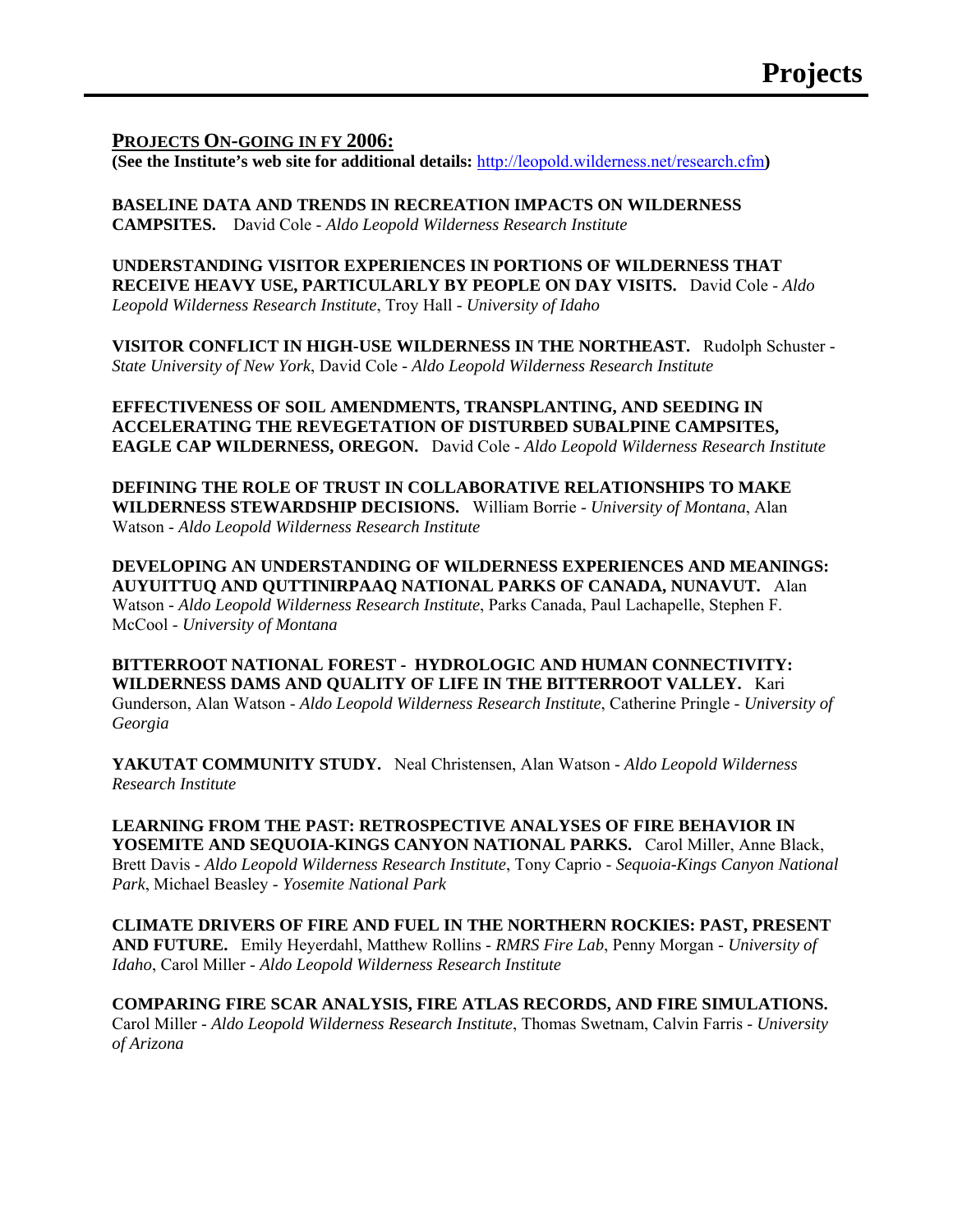# Projects

## PROJECTS ON-GOING IN FY 2006:

**(See the Institute's web site for additional details:** http://leopold.wilderness.net/research.cfm**)**

**BASELINE DATA AND TRENDS IN RECREATION IMPACTS ON WILDERNESS CAMPSITES.** David Cole - *Aldo Leopold Wilderness Research Institute*

**UNDERSTANDING VISITOR EXPERIENCES IN PORTIONS OF WILDERNESS THAT RECEIVE HEAVY USE, PARTICULARLY BY PEOPLE ON DAY VISITS.** David Cole - *Aldo Leopold Wilderness Research Institute*, Troy Hall - *University of Idaho*

**VISITOR CONFLICT IN HIGH-USE WILDERNESS IN THE NORTHEAST.** Rudolph Schuster - *State University of New York*, David Cole - *Aldo Leopold Wilderness Research Institute*

**EFFECTIVENESS OF SOIL AMENDMENTS, TRANSPLANTING, AND SEEDING IN ACCELERATING THE REVEGETATION OF DISTURBED SUBALPINE CAMPSITES, EAGLE CAP WILDERNESS, OREGON.** David Cole - *Aldo Leopold Wilderness Research Institute*

**DEFINING THE ROLE OF TRUST IN COLLABORATIVE RELATIONSHIPS TO MAKE WILDERNESS STEWARDSHIP DECISIONS.** William Borrie - *University of Montana*, Alan Watson - *Aldo Leopold Wilderness Research Institute*

**DEVELOPING AN UNDERSTANDING OF WILDERNESS EXPERIENCES AND MEANINGS: AUYUITTUQ AND QUTTINIRPAAQ NATIONAL PARKS OF CANADA, NUNAVUT.** Alan Watson - *Aldo Leopold Wilderness Research Institute*, Parks Canada, Paul Lachapelle, Stephen F. McCool - *University of Montana*

**BITTERROOT NATIONAL FOREST - HYDROLOGIC AND HUMAN CONNECTIVITY: WILDERNESS DAMS AND QUALITY OF LIFE IN THE BITTERROOT VALLEY.** Kari Gunderson, Alan Watson - *Aldo Leopold Wilderness Research Institute*, Catherine Pringle - *University of Georgia*

**YAKUTAT COMMUNITY STUDY.** Neal Christensen, Alan Watson - *Aldo Leopold Wilderness Research Institute*

**LEARNING FROM THE PAST: RETROSPECTIVE ANALYSES OF FIRE BEHAVIOR IN YOSEMITE AND SEQUOIA-KINGS CANYON NATIONAL PARKS.** Carol Miller, Anne Black, Brett Davis - *Aldo Leopold Wilderness Research Institute*, Tony Caprio - *Sequoia-Kings Canyon National Park*, Michael Beasley - *Yosemite National Park*

**CLIMATE DRIVERS OF FIRE AND FUEL IN THE NORTHERN ROCKIES: PAST, PRESENT AND FUTURE.** Emily Heyerdahl, Matthew Rollins - *RMRS Fire Lab*, Penny Morgan - *University of Idaho*, Carol Miller - *Aldo Leopold Wilderness Research Institute*

**COMPARING FIRE SCAR ANALYSIS, FIRE ATLAS RECORDS, AND FIRE SIMULATIONS.** Carol Miller - *Aldo Leopold Wilderness Research Institute*, Thomas Swetnam, Calvin Farris - *University of Arizona*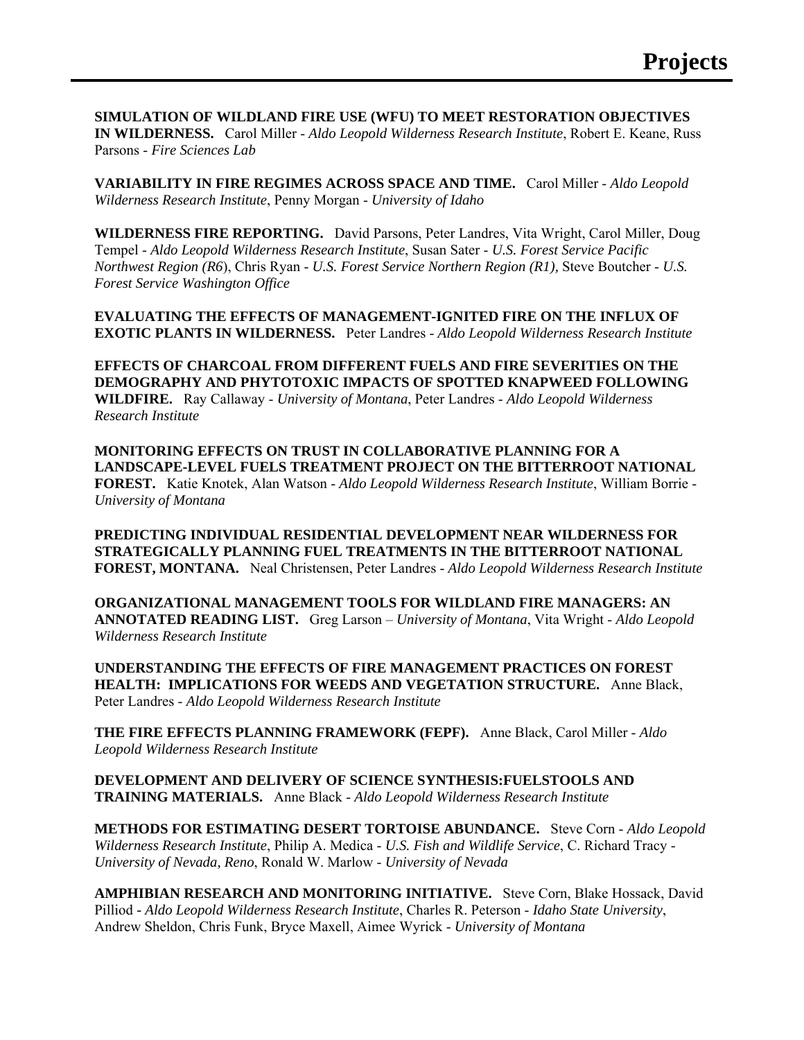# Projects

**SIMULATION OF WILDLAND FIRE USE (WFU) TO MEET RESTORATION OBJECTIVES IN WILDERNESS.** Carol Miller - *Aldo Leopold Wilderness Research Institute*, Robert E. Keane, Russ Parsons - *Fire Sciences Lab*

**VARIABILITY IN FIRE REGIMES ACROSS SPACE AND TIME.** Carol Miller - *Aldo Leopold Wilderness Research Institute*, Penny Morgan - *University of Idaho*

**WILDERNESS FIRE REPORTING.** David Parsons, Peter Landres, Vita Wright, Carol Miller, Doug Tempel - *Aldo Leopold Wilderness Research Institute*, Susan Sater - *U.S. Forest Service Pacific Northwest Region (R6)*, Chris Ryan - *U.S. Forest Service Northern Region (R1),* Steve Boutcher - *U.S. Forest Service Washington Office*

**EVALUATING THE EFFECTS OF MANAGEMENT-IGNITED FIRE ON THE INFLUX OF EXOTIC PLANTS IN WILDERNESS.** Peter Landres - *Aldo Leopold Wilderness Research Institute*

**EFFECTS OF CHARCOAL FROM DIFFERENT FUELS AND FIRE SEVERITIES ON THE DEMOGRAPHY AND PHYTOTOXIC IMPACTS OF SPOTTED KNAPWEED FOLLOWING WILDFIRE.** Ray Callaway - *University of Montana*, Peter Landres - *Aldo Leopold Wilderness Research Institute*

**MONITORING EFFECTS ON TRUST IN COLLABORATIVE PLANNING FOR A LANDSCAPE-LEVEL FUELS TREATMENT PROJECT ON THE BITTERROOT NATIONAL FOREST.** Katie Knotek, Alan Watson - *Aldo Leopold Wilderness Research Institute*, William Borrie - *University of Montana*

**PREDICTING INDIVIDUAL RESIDENTIAL DEVELOPMENT NEAR WILDERNESS FOR STRATEGICALLY PLANNING FUEL TREATMENTS IN THE BITTERROOT NATIONAL FOREST, MONTANA.** Neal Christensen, Peter Landres - *Aldo Leopold Wilderness Research Institute*

**ORGANIZATIONAL MANAGEMENT TOOLS FOR WILDLAND FIRE MANAGERS: AN ANNOTATED READING LIST.** Greg Larson – *University of Montana*, Vita Wright - *Aldo Leopold Wilderness Research Institute*

**UNDERSTANDING THE EFFECTS OF FIRE MANAGEMENT PRACTICES ON FOREST HEALTH: IMPLICATIONS FOR WEEDS AND VEGETATION STRUCTURE.** Anne Black, Peter Landres - *Aldo Leopold Wilderness Research Institute*

**THE FIRE EFFECTS PLANNING FRAMEWORK (FEPF).** Anne Black, Carol Miller - *Aldo Leopold Wilderness Research Institute*

**DEVELOPMENT AND DELIVERY OF SCIENCE SYNTHESIS:FUELSTOOLS AND TRAINING MATERIALS.** Anne Black - *Aldo Leopold Wilderness Research Institute*

**METHODS FOR ESTIMATING DESERT TORTOISE ABUNDANCE.** Steve Corn - *Aldo Leopold Wilderness Research Institute*, Philip A. Medica - *U.S. Fish and Wildlife Service*, C. Richard Tracy - *University of Nevada, Reno*, Ronald W. Marlow - *University of Nevada*

**AMPHIBIAN RESEARCH AND MONITORING INITIATIVE.** Steve Corn, Blake Hossack, David Pilliod - *Aldo Leopold Wilderness Research Institute*, Charles R. Peterson - *Idaho State University*, Andrew Sheldon, Chris Funk, Bryce Maxell, Aimee Wyrick - *University of Montana*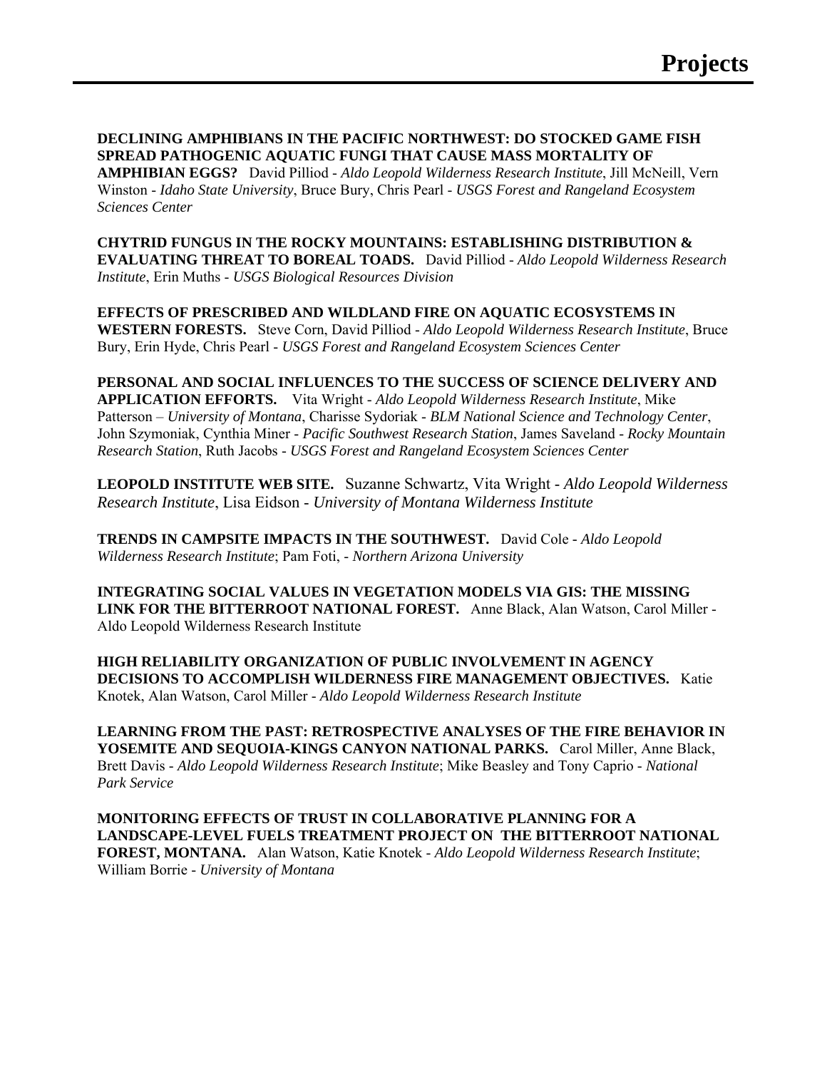# Projects

**DECLINING AMPHIBIANS IN THE PACIFIC NORTHWEST: DO STOCKED GAME FISH SPREAD PATHOGENIC AQUATIC FUNGI THAT CAUSE MASS MORTALITY OF AMPHIBIAN EGGS?** David Pilliod - *Aldo Leopold Wilderness Research Institute*, Jill McNeill, Vern Winston - *Idaho State University*, Bruce Bury, Chris Pearl - *USGS Forest and Rangeland Ecosystem Sciences Center*

**CHYTRID FUNGUS IN THE ROCKY MOUNTAINS: ESTABLISHING DISTRIBUTION & EVALUATING THREAT TO BOREAL TOADS.** David Pilliod - *Aldo Leopold Wilderness Research Institute*, Erin Muths - *USGS Biological Resources Division*

**EFFECTS OF PRESCRIBED AND WILDLAND FIRE ON AQUATIC ECOSYSTEMS IN WESTERN FORESTS.** Steve Corn, David Pilliod - *Aldo Leopold Wilderness Research Institute*, Bruce Bury, Erin Hyde, Chris Pearl - *USGS Forest and Rangeland Ecosystem Sciences Center*

**PERSONAL AND SOCIAL INFLUENCES TO THE SUCCESS OF SCIENCE DELIVERY AND APPLICATION EFFORTS.** Vita Wright - *Aldo Leopold Wilderness Research Institute*, Mike Patterson – *University of Montana*, Charisse Sydoriak - *BLM National Science and Technology Center*, John Szymoniak, Cynthia Miner - *Pacific Southwest Research Station*, James Saveland - *Rocky Mountain Research Station*, Ruth Jacobs - *USGS Forest and Rangeland Ecosystem Sciences Center*

**LEOPOLD INSTITUTE WEB SITE.** Suzanne Schwartz, Vita Wright - *Aldo Leopold Wilderness Research Institute*, Lisa Eidson - *University of Montana Wilderness Institute*

**TRENDS IN CAMPSITE IMPACTS IN THE SOUTHWEST.** David Cole - *Aldo Leopold Wilderness Research Institute*; Pam Foti, - *Northern Arizona University*

**INTEGRATING SOCIAL VALUES IN VEGETATION MODELS VIA GIS: THE MISSING LINK FOR THE BITTERROOT NATIONAL FOREST.** Anne Black, Alan Watson, Carol Miller - Aldo Leopold Wilderness Research Institute

**HIGH RELIABILITY ORGANIZATION OF PUBLIC INVOLVEMENT IN AGENCY DECISIONS TO ACCOMPLISH WILDERNESS FIRE MANAGEMENT OBJECTIVES.** Katie Knotek, Alan Watson, Carol Miller - *Aldo Leopold Wilderness Research Institute*

**LEARNING FROM THE PAST: RETROSPECTIVE ANALYSES OF THE FIRE BEHAVIOR IN YOSEMITE AND SEQUOIA-KINGS CANYON NATIONAL PARKS.** Carol Miller, Anne Black, Brett Davis - *Aldo Leopold Wilderness Research Institute*; Mike Beasley and Tony Caprio - *National Park Service*

**MONITORING EFFECTS OF TRUST IN COLLABORATIVE PLANNING FOR A LANDSCAPE-LEVEL FUELS TREATMENT PROJECT ON THE BITTERROOT NATIONAL FOREST, MONTANA.** Alan Watson, Katie Knotek - *Aldo Leopold Wilderness Research Institute*; William Borrie - *University of Montana*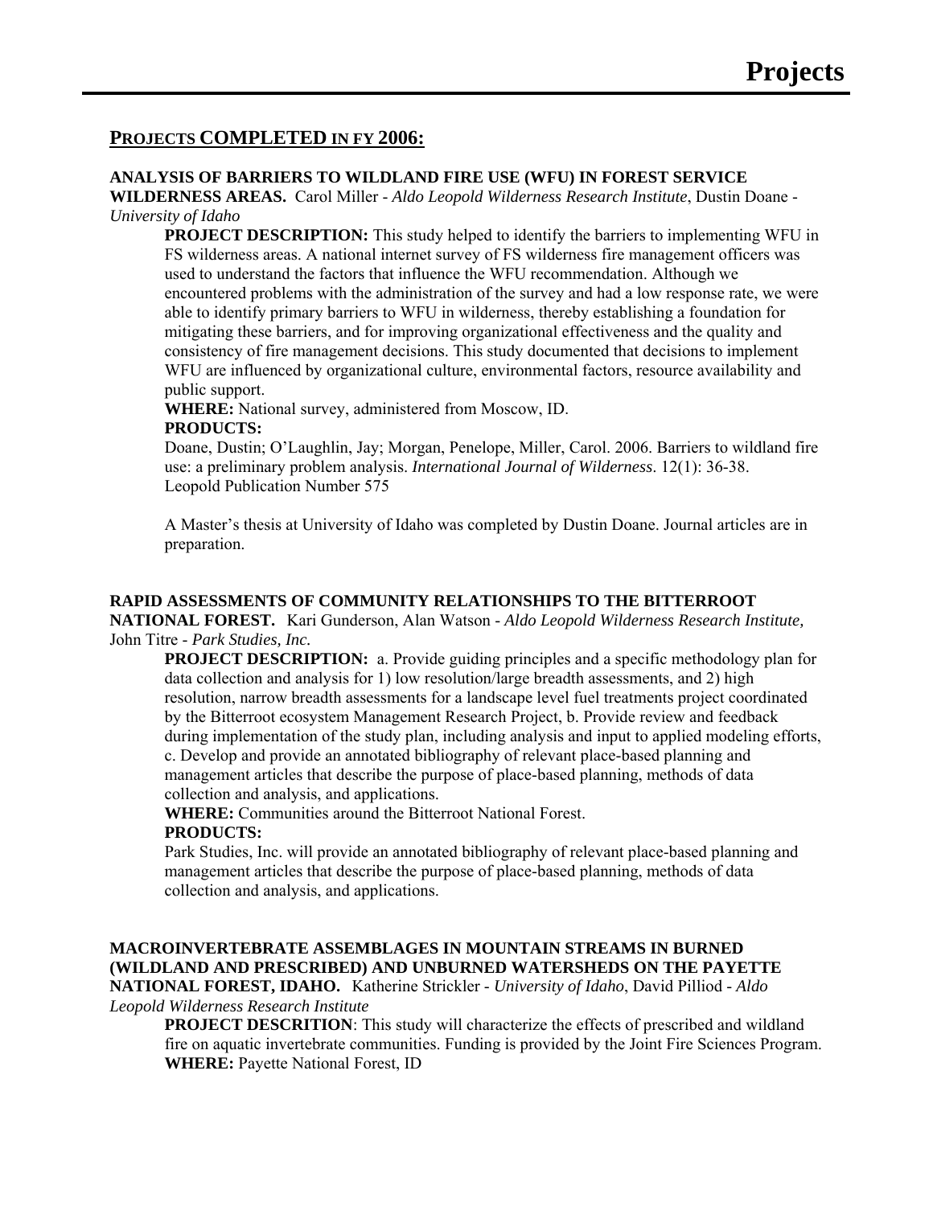# Projects

## PROJECTS COMPLETED IN FY 2006:

**ANALYSIS OF BARRIERS TO WILDLAND FIRE USE (WFU) IN FOREST SERVICE WILDERNESS AREAS.** Carol Miller - *Aldo Leopold Wilderness Research Institute*, Dustin Doane - *University of Idaho*

**PROJECT DESCRIPTION:** This study helped to identify the barriers to implementing WFU in FS wilderness areas. A national internet survey of FS wilderness fire management officers was used to understand the factors that influence the WFU recommendation. Although we encountered problems with the administration of the survey and had a low response rate, we were able to identify primary barriers to WFU in wilderness, thereby establishing a foundation for mitigating these barriers, and for improving organizational effectiveness and the quality and consistency of fire management decisions. This study documented that decisions to implement WFU are influenced by organizational culture, environmental factors, resource availability and public support.

**WHERE:** National survey, administered from Moscow, ID.

**PRODUCTS:**

Doane, Dustin; O'Laughlin, Jay; Morgan, Penelope, Miller, Carol. 2006. Barriers to wildland fire use: a preliminary problem analysis. *International Journal of Wilderness*. 12(1): 36-38. Leopold Publication Number 575

A Master's thesis at University of Idaho was completed by Dustin Doane. Journal articles are in preparation.

**RAPID ASSESSMENTS OF COMMUNITY RELATIONSHIPS TO THE BITTERROOT NATIONAL FOREST.** Kari Gunderson, Alan Watson - *Aldo Leopold Wilderness Research Institute,* John Titre - *Park Studies, Inc.*

**PROJECT DESCRIPTION:** a. Provide guiding principles and a specific methodology plan for data collection and analysis for 1) low resolution/large breadth assessments, and 2) high resolution, narrow breadth assessments for a landscape level fuel treatments project coordinated by the Bitterroot ecosystem Management Research Project, b. Provide review and feedback during implementation of the study plan, including analysis and input to applied modeling efforts, c. Develop and provide an annotated bibliography of relevant place-based planning and management articles that describe the purpose of place-based planning, methods of data collection and analysis, and applications.

**WHERE:** Communities around the Bitterroot National Forest.

**PRODUCTS:**

Park Studies, Inc. will provide an annotated bibliography of relevant place-based planning and management articles that describe the purpose of place-based planning, methods of data collection and analysis, and applications.

**MACROINVERTEBRATE ASSEMBLAGES IN MOUNTAIN STREAMS IN BURNED (WILDLAND AND PRESCRIBED) AND UNBURNED WATERSHEDS ON THE PAYETTE NATIONAL FOREST, IDAHO.** Katherine Strickler - *University of Idaho*, David Pilliod - *Aldo Leopold Wilderness Research Institute*

**PROJECT DESCRITION**: This study will characterize the effects of prescribed and wildland fire on aquatic invertebrate communities. Funding is provided by the Joint Fire Sciences Program.

**WHERE:** Payette National Forest, ID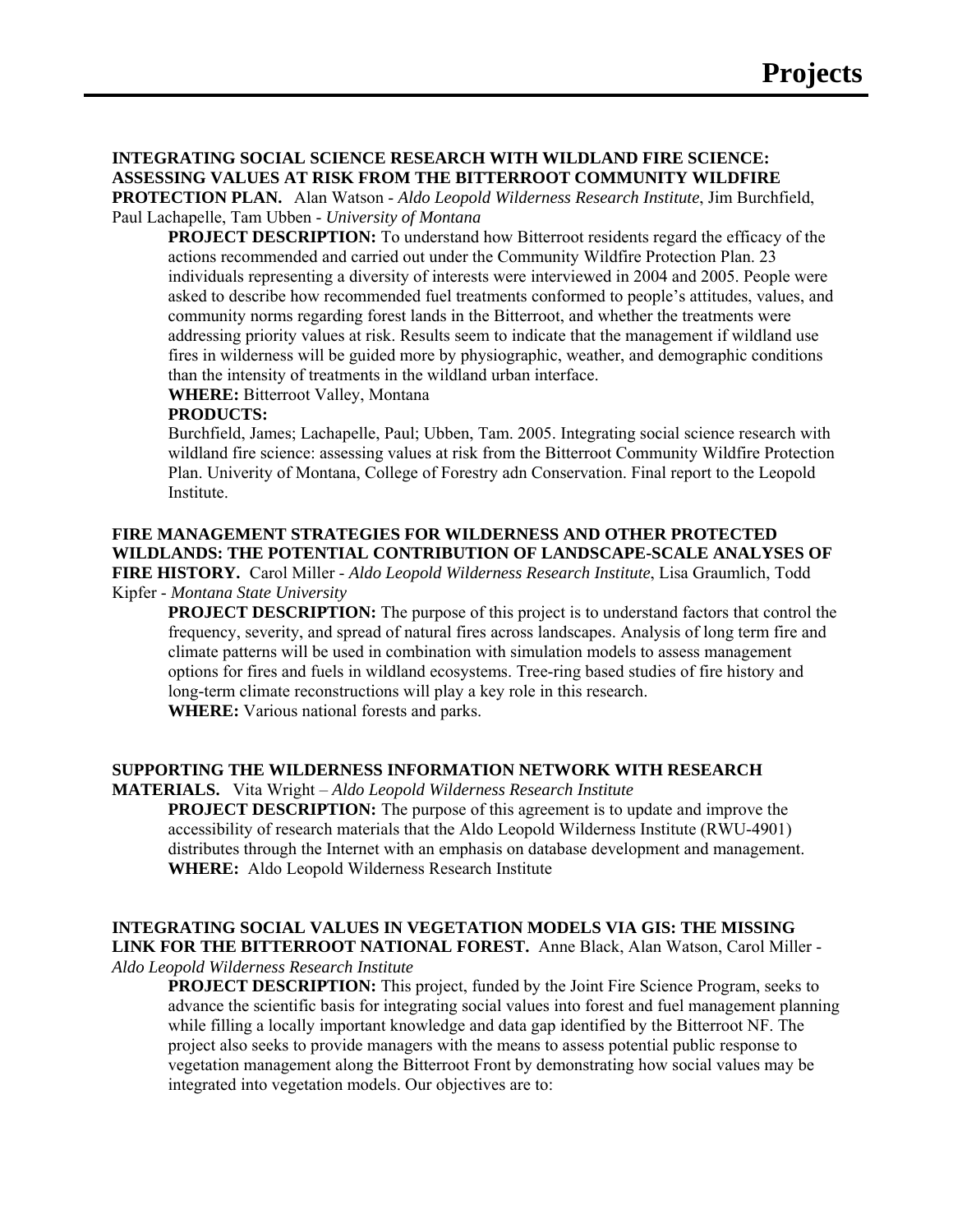# Projects

**INTEGRATING SOCIAL SCIENCE RESEARCH WITH WILDLAND FIRE SCIENCE: ASSESSING VALUES AT RISK FROM THE BITTERROOT COMMUNITY WILDFIRE PROTECTION PLAN.** Alan Watson - *Aldo Leopold Wilderness Research Institute*, Jim Burchfield, Paul Lachapelle, Tam Ubben - *University of Montana*

> **PROJECT DESCRIPTION:** To understand how Bitterroot residents regard the efficacy of the actions recommended and carried out under the Community Wildfire Protection Plan. 23 individuals representing a diversity of interests were interviewed in 2004 and 2005. People were asked to describe how recommended fuel treatments conformed to people's attitudes, values, and community norms regarding forest lands in the Bitterroot, and whether the treatments were addressing priority values at risk. Results seem to indicate that the management if wildland use fires in wilderness will be guided more by physiographic, weather, and demographic conditions than the intensity of treatments in the wildland urban interface.
>
> **WHERE:** Bitterroot Valley, Montana
>
> **PRODUCTS:**
>
> Burchfield, James; Lachapelle, Paul; Ubben, Tam. 2005. Integrating social science research with wildland fire science: assessing values at risk from the Bitterroot Community Wildfire Protection Plan. Univerity of Montana, College of Forestry adn Conservation. Final report to the Leopold Institute.

**FIRE MANAGEMENT STRATEGIES FOR WILDERNESS AND OTHER PROTECTED WILDLANDS: THE POTENTIAL CONTRIBUTION OF LANDSCAPE-SCALE ANALYSES OF FIRE HISTORY.** Carol Miller - *Aldo Leopold Wilderness Research Institute*, Lisa Graumlich, Todd Kipfer - *Montana State University*

> **PROJECT DESCRIPTION:** The purpose of this project is to understand factors that control the frequency, severity, and spread of natural fires across landscapes. Analysis of long term fire and climate patterns will be used in combination with simulation models to assess management options for fires and fuels in wildland ecosystems. Tree-ring based studies of fire history and long-term climate reconstructions will play a key role in this research.
>
> **WHERE:** Various national forests and parks.

**SUPPORTING THE WILDERNESS INFORMATION NETWORK WITH RESEARCH MATERIALS.** Vita Wright – *Aldo Leopold Wilderness Research Institute*

> **PROJECT DESCRIPTION:** The purpose of this agreement is to update and improve the accessibility of research materials that the Aldo Leopold Wilderness Institute (RWU-4901) distributes through the Internet with an emphasis on database development and management.
>
> **WHERE:** Aldo Leopold Wilderness Research Institute

**INTEGRATING SOCIAL VALUES IN VEGETATION MODELS VIA GIS: THE MISSING LINK FOR THE BITTERROOT NATIONAL FOREST.** Anne Black, Alan Watson, Carol Miller - *Aldo Leopold Wilderness Research Institute*

> **PROJECT DESCRIPTION:** This project, funded by the Joint Fire Science Program, seeks to advance the scientific basis for integrating social values into forest and fuel management planning while filling a locally important knowledge and data gap identified by the Bitterroot NF. The project also seeks to provide managers with the means to assess potential public response to vegetation management along the Bitterroot Front by demonstrating how social values may be integrated into vegetation models. Our objectives are to: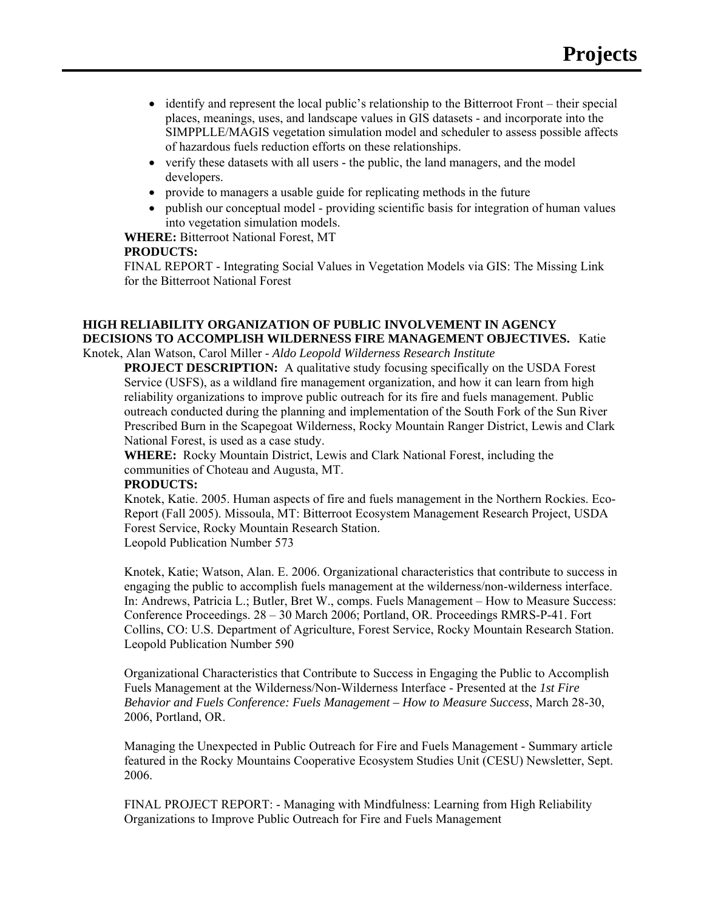- identify and represent the local public's relationship to the Bitterroot Front – their special places, meanings, uses, and landscape values in GIS datasets - and incorporate into the SIMPPLLE/MAGIS vegetation simulation model and scheduler to assess possible affects of hazardous fuels reduction efforts on these relationships.
- verify these datasets with all users - the public, the land managers, and the model developers.
- provide to managers a usable guide for replicating methods in the future
- publish our conceptual model - providing scientific basis for integration of human values into vegetation simulation models.

**WHERE:** Bitterroot National Forest, MT

**PRODUCTS:**

FINAL REPORT - Integrating Social Values in Vegetation Models via GIS: The Missing Link for the Bitterroot National Forest

**HIGH RELIABILITY ORGANIZATION OF PUBLIC INVOLVEMENT IN AGENCY DECISIONS TO ACCOMPLISH WILDERNESS FIRE MANAGEMENT OBJECTIVES.** Katie Knotek, Alan Watson, Carol Miller - *Aldo Leopold Wilderness Research Institute*

**PROJECT DESCRIPTION:** A qualitative study focusing specifically on the USDA Forest Service (USFS), as a wildland fire management organization, and how it can learn from high reliability organizations to improve public outreach for its fire and fuels management. Public outreach conducted during the planning and implementation of the South Fork of the Sun River Prescribed Burn in the Scapegoat Wilderness, Rocky Mountain Ranger District, Lewis and Clark National Forest, is used as a case study.

**WHERE:** Rocky Mountain District, Lewis and Clark National Forest, including the communities of Choteau and Augusta, MT.

**PRODUCTS:**

Knotek, Katie. 2005. Human aspects of fire and fuels management in the Northern Rockies. Eco-Report (Fall 2005). Missoula, MT: Bitterroot Ecosystem Management Research Project, USDA Forest Service, Rocky Mountain Research Station.
Leopold Publication Number 573

Knotek, Katie; Watson, Alan. E. 2006. Organizational characteristics that contribute to success in engaging the public to accomplish fuels management at the wilderness/non-wilderness interface. In: Andrews, Patricia L.; Butler, Bret W., comps. Fuels Management – How to Measure Success: Conference Proceedings. 28 – 30 March 2006; Portland, OR. Proceedings RMRS-P-41. Fort Collins, CO: U.S. Department of Agriculture, Forest Service, Rocky Mountain Research Station.
Leopold Publication Number 590

Organizational Characteristics that Contribute to Success in Engaging the Public to Accomplish Fuels Management at the Wilderness/Non-Wilderness Interface - Presented at the *1st Fire Behavior and Fuels Conference: Fuels Management – How to Measure Success*, March 28-30, 2006, Portland, OR.

Managing the Unexpected in Public Outreach for Fire and Fuels Management - Summary article featured in the Rocky Mountains Cooperative Ecosystem Studies Unit (CESU) Newsletter, Sept. 2006.

FINAL PROJECT REPORT: - Managing with Mindfulness: Learning from High Reliability Organizations to Improve Public Outreach for Fire and Fuels Management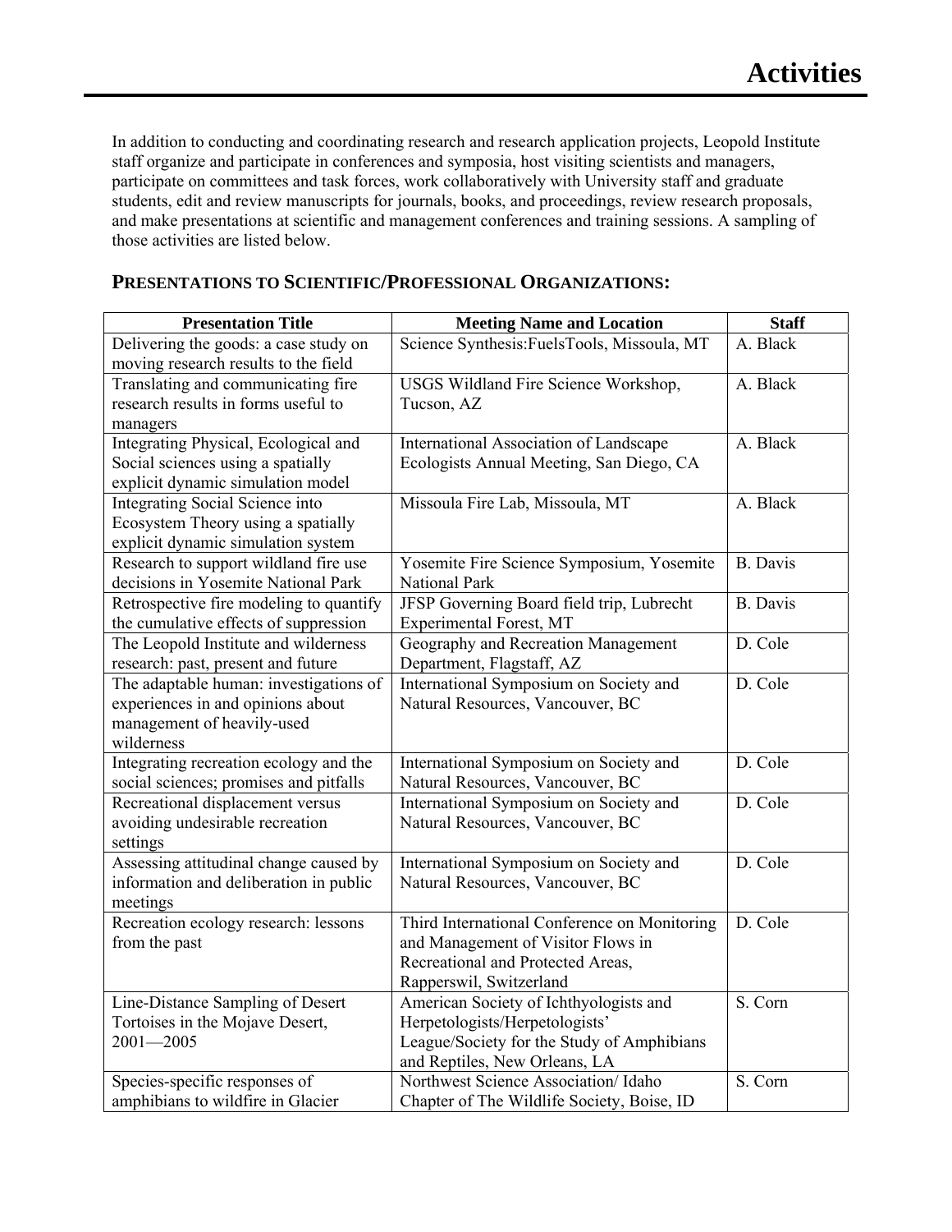# Activities

In addition to conducting and coordinating research and research application projects, Leopold Institute staff organize and participate in conferences and symposia, host visiting scientists and managers, participate on committees and task forces, work collaboratively with University staff and graduate students, edit and review manuscripts for journals, books, and proceedings, review research proposals, and make presentations at scientific and management conferences and training sessions. A sampling of those activities are listed below.

## PRESENTATIONS TO SCIENTIFIC/PROFESSIONAL ORGANIZATIONS:

| Presentation Title | Meeting Name and Location | Staff |
|---|---|---|
| Delivering the goods: a case study on moving research results to the field | Science Synthesis:FuelsTools, Missoula, MT | A. Black |
| Translating and communicating fire research results in forms useful to managers | USGS Wildland Fire Science Workshop, Tucson, AZ | A. Black |
| Integrating Physical, Ecological and Social sciences using a spatially explicit dynamic simulation model | International Association of Landscape Ecologists Annual Meeting, San Diego, CA | A. Black |
| Integrating Social Science into Ecosystem Theory using a spatially explicit dynamic simulation system | Missoula Fire Lab, Missoula, MT | A. Black |
| Research to support wildland fire use decisions in Yosemite National Park | Yosemite Fire Science Symposium, Yosemite National Park | B. Davis |
| Retrospective fire modeling to quantify the cumulative effects of suppression | JFSP Governing Board field trip, Lubrecht Experimental Forest, MT | B. Davis |
| The Leopold Institute and wilderness research: past, present and future | Geography and Recreation Management Department, Flagstaff, AZ | D. Cole |
| The adaptable human: investigations of experiences in and opinions about management of heavily-used wilderness | International Symposium on Society and Natural Resources, Vancouver, BC | D. Cole |
| Integrating recreation ecology and the social sciences; promises and pitfalls | International Symposium on Society and Natural Resources, Vancouver, BC | D. Cole |
| Recreational displacement versus avoiding undesirable recreation settings | International Symposium on Society and Natural Resources, Vancouver, BC | D. Cole |
| Assessing attitudinal change caused by information and deliberation in public meetings | International Symposium on Society and Natural Resources, Vancouver, BC | D. Cole |
| Recreation ecology research: lessons from the past | Third International Conference on Monitoring and Management of Visitor Flows in Recreational and Protected Areas, Rapperswil, Switzerland | D. Cole |
| Line-Distance Sampling of Desert Tortoises in the Mojave Desert, 2001—2005 | American Society of Ichthyologists and Herpetologists/Herpetologists' League/Society for the Study of Amphibians and Reptiles, New Orleans, LA | S. Corn |
| Species-specific responses of amphibians to wildfire in Glacier | Northwest Science Association/ Idaho Chapter of The Wildlife Society, Boise, ID | S. Corn |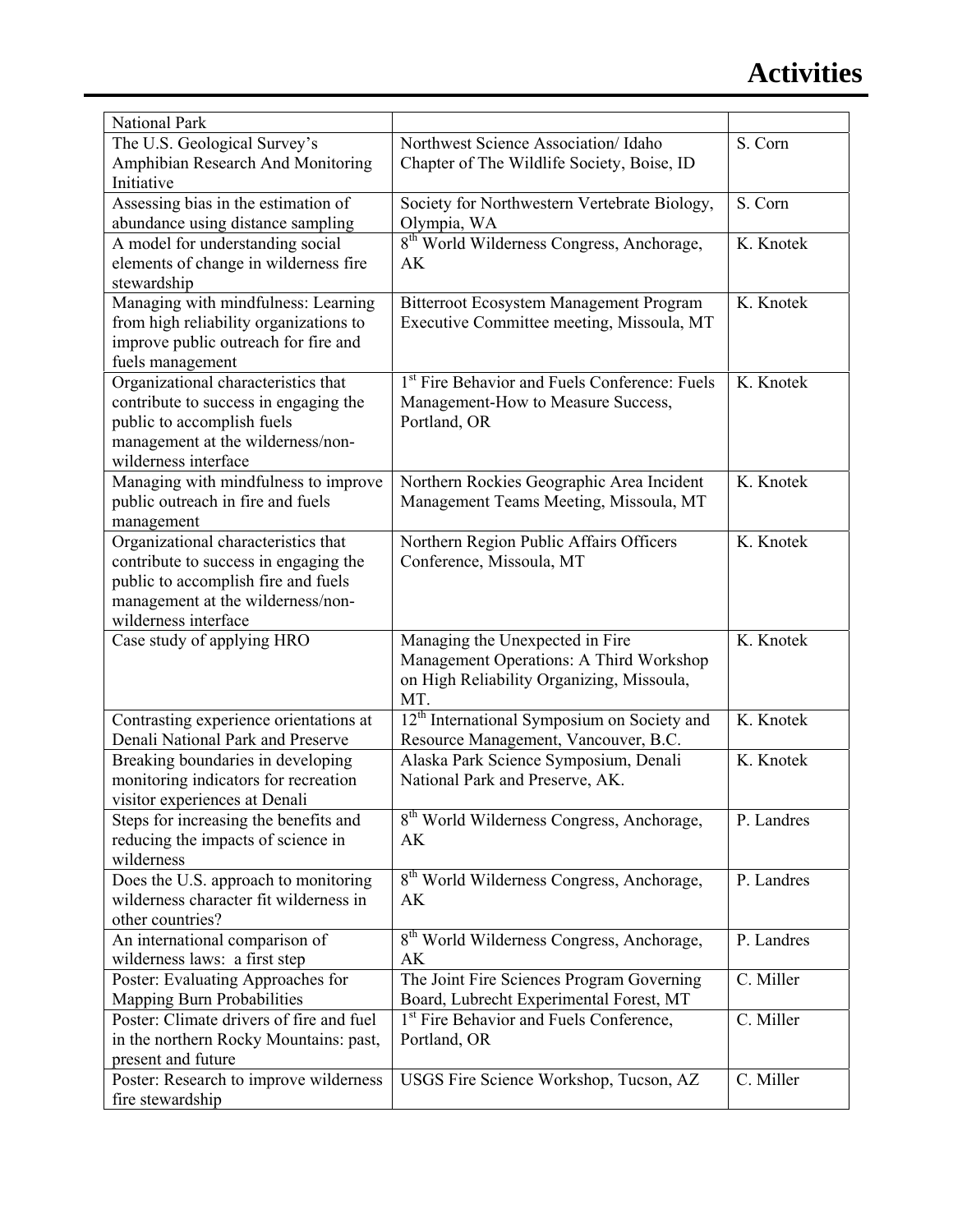| National Park | | |
|---|---|---|
| The U.S. Geological Survey's Amphibian Research And Monitoring Initiative | Northwest Science Association/ Idaho Chapter of The Wildlife Society, Boise, ID | S. Corn |
| Assessing bias in the estimation of abundance using distance sampling | Society for Northwestern Vertebrate Biology, Olympia, WA | S. Corn |
| A model for understanding social elements of change in wilderness fire stewardship | 8th World Wilderness Congress, Anchorage, AK | K. Knotek |
| Managing with mindfulness: Learning from high reliability organizations to improve public outreach for fire and fuels management | Bitterroot Ecosystem Management Program Executive Committee meeting, Missoula, MT | K. Knotek |
| Organizational characteristics that contribute to success in engaging the public to accomplish fuels management at the wilderness/non-wilderness interface | 1st Fire Behavior and Fuels Conference: Fuels Management-How to Measure Success, Portland, OR | K. Knotek |
| Managing with mindfulness to improve public outreach in fire and fuels management | Northern Rockies Geographic Area Incident Management Teams Meeting, Missoula, MT | K. Knotek |
| Organizational characteristics that contribute to success in engaging the public to accomplish fire and fuels management at the wilderness/non-wilderness interface | Northern Region Public Affairs Officers Conference, Missoula, MT | K. Knotek |
| Case study of applying HRO | Managing the Unexpected in Fire Management Operations: A Third Workshop on High Reliability Organizing, Missoula, MT. | K. Knotek |
| Contrasting experience orientations at Denali National Park and Preserve | 12th International Symposium on Society and Resource Management, Vancouver, B.C. | K. Knotek |
| Breaking boundaries in developing monitoring indicators for recreation visitor experiences at Denali | Alaska Park Science Symposium, Denali National Park and Preserve, AK. | K. Knotek |
| Steps for increasing the benefits and reducing the impacts of science in wilderness | 8th World Wilderness Congress, Anchorage, AK | P. Landres |
| Does the U.S. approach to monitoring wilderness character fit wilderness in other countries? | 8th World Wilderness Congress, Anchorage, AK | P. Landres |
| An international comparison of wilderness laws: a first step | 8th World Wilderness Congress, Anchorage, AK | P. Landres |
| Poster: Evaluating Approaches for Mapping Burn Probabilities | The Joint Fire Sciences Program Governing Board, Lubrecht Experimental Forest, MT | C. Miller |
| Poster: Climate drivers of fire and fuel in the northern Rocky Mountains: past, present and future | 1st Fire Behavior and Fuels Conference, Portland, OR | C. Miller |
| Poster: Research to improve wilderness fire stewardship | USGS Fire Science Workshop, Tucson, AZ | C. Miller |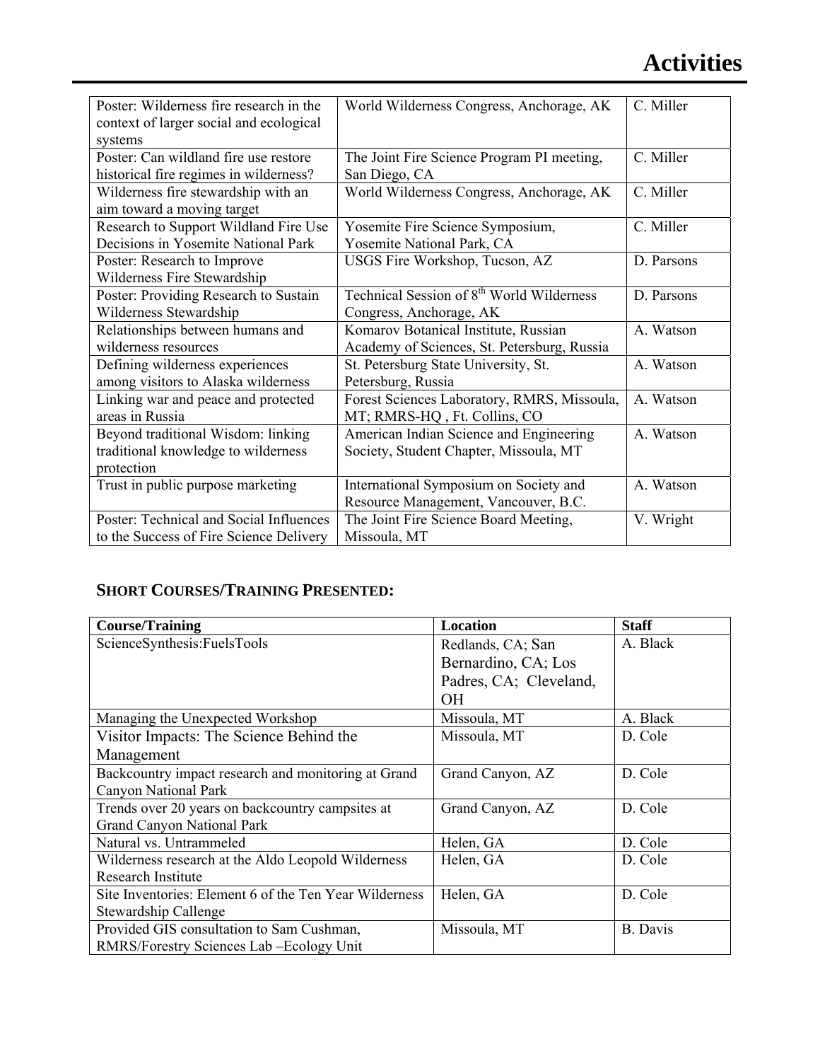| | | |
|---|---|---|
| Poster: Wilderness fire research in the context of larger social and ecological systems | World Wilderness Congress, Anchorage, AK | C. Miller |
| Poster: Can wildland fire use restore historical fire regimes in wilderness? | The Joint Fire Science Program PI meeting, San Diego, CA | C. Miller |
| Wilderness fire stewardship with an aim toward a moving target | World Wilderness Congress, Anchorage, AK | C. Miller |
| Research to Support Wildland Fire Use Decisions in Yosemite National Park | Yosemite Fire Science Symposium, Yosemite National Park, CA | C. Miller |
| Poster: Research to Improve Wilderness Fire Stewardship | USGS Fire Workshop, Tucson, AZ | D. Parsons |
| Poster: Providing Research to Sustain Wilderness Stewardship | Technical Session of 8th World Wilderness Congress, Anchorage, AK | D. Parsons |
| Relationships between humans and wilderness resources | Komarov Botanical Institute, Russian Academy of Sciences, St. Petersburg, Russia | A. Watson |
| Defining wilderness experiences among visitors to Alaska wilderness | St. Petersburg State University, St. Petersburg, Russia | A. Watson |
| Linking war and peace and protected areas in Russia | Forest Sciences Laboratory, RMRS, Missoula, MT; RMRS-HQ , Ft. Collins, CO | A. Watson |
| Beyond traditional Wisdom: linking traditional knowledge to wilderness protection | American Indian Science and Engineering Society, Student Chapter, Missoula, MT | A. Watson |
| Trust in public purpose marketing | International Symposium on Society and Resource Management, Vancouver, B.C. | A. Watson |
| Poster: Technical and Social Influences to the Success of Fire Science Delivery | The Joint Fire Science Board Meeting, Missoula, MT | V. Wright |

### SHORT COURSES/TRAINING PRESENTED:

| Course/Training | Location | Staff |
|---|---|---|
| ScienceSynthesis:FuelsTools | Redlands, CA; San Bernardino, CA; Los Padres, CA; Cleveland, OH | A. Black |
| Managing the Unexpected Workshop | Missoula, MT | A. Black |
| Visitor Impacts: The Science Behind the Management | Missoula, MT | D. Cole |
| Backcountry impact research and monitoring at Grand Canyon National Park | Grand Canyon, AZ | D. Cole |
| Trends over 20 years on backcountry campsites at Grand Canyon National Park | Grand Canyon, AZ | D. Cole |
| Natural vs. Untrammeled | Helen, GA | D. Cole |
| Wilderness research at the Aldo Leopold Wilderness Research Institute | Helen, GA | D. Cole |
| Site Inventories: Element 6 of the Ten Year Wilderness Stewardship Callenge | Helen, GA | D. Cole |
| Provided GIS consultation to Sam Cushman, RMRS/Forestry Sciences Lab –Ecology Unit | Missoula, MT | B. Davis |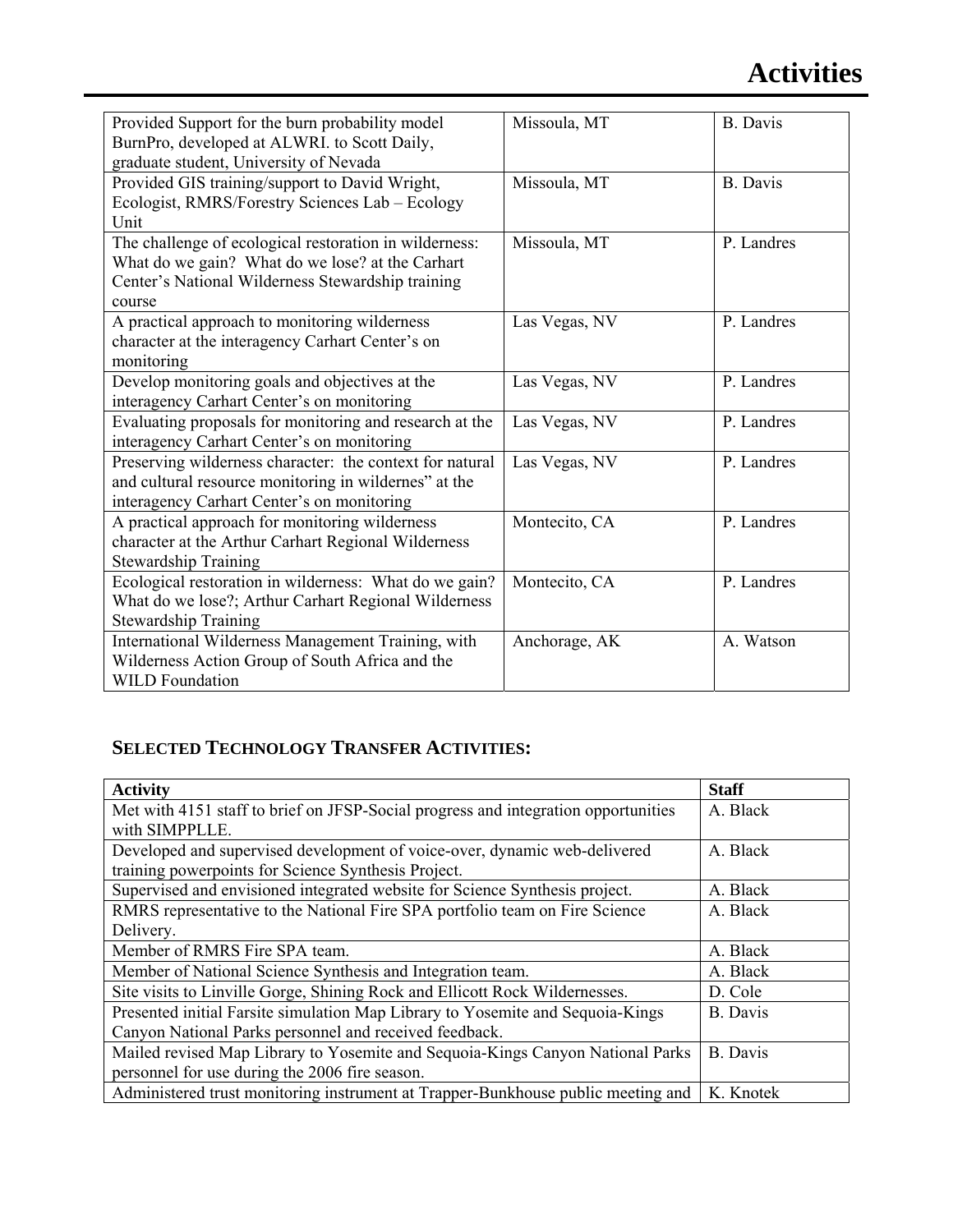| | | |
|---|---|---|
| Provided Support for the burn probability model BurnPro, developed at ALWRI. to Scott Daily, graduate student, University of Nevada | Missoula, MT | B. Davis |
| Provided GIS training/support to David Wright, Ecologist, RMRS/Forestry Sciences Lab – Ecology Unit | Missoula, MT | B. Davis |
| The challenge of ecological restoration in wilderness: What do we gain? What do we lose? at the Carhart Center's National Wilderness Stewardship training course | Missoula, MT | P. Landres |
| A practical approach to monitoring wilderness character at the interagency Carhart Center's on monitoring | Las Vegas, NV | P. Landres |
| Develop monitoring goals and objectives at the interagency Carhart Center's on monitoring | Las Vegas, NV | P. Landres |
| Evaluating proposals for monitoring and research at the interagency Carhart Center's on monitoring | Las Vegas, NV | P. Landres |
| Preserving wilderness character: the context for natural and cultural resource monitoring in wildernes" at the interagency Carhart Center's on monitoring | Las Vegas, NV | P. Landres |
| A practical approach for monitoring wilderness character at the Arthur Carhart Regional Wilderness Stewardship Training | Montecito, CA | P. Landres |
| Ecological restoration in wilderness: What do we gain? What do we lose?; Arthur Carhart Regional Wilderness Stewardship Training | Montecito, CA | P. Landres |
| International Wilderness Management Training, with Wilderness Action Group of South Africa and the WILD Foundation | Anchorage, AK | A. Watson |

## SELECTED TECHNOLOGY TRANSFER ACTIVITIES:

| Activity | Staff |
|---|---|
| Met with 4151 staff to brief on JFSP-Social progress and integration opportunities with SIMPPLLE. | A. Black |
| Developed and supervised development of voice-over, dynamic web-delivered training powerpoints for Science Synthesis Project. | A. Black |
| Supervised and envisioned integrated website for Science Synthesis project. | A. Black |
| RMRS representative to the National Fire SPA portfolio team on Fire Science Delivery. | A. Black |
| Member of RMRS Fire SPA team. | A. Black |
| Member of National Science Synthesis and Integration team. | A. Black |
| Site visits to Linville Gorge, Shining Rock and Ellicott Rock Wildernesses. | D. Cole |
| Presented initial Farsite simulation Map Library to Yosemite and Sequoia-Kings Canyon National Parks personnel and received feedback. | B. Davis |
| Mailed revised Map Library to Yosemite and Sequoia-Kings Canyon National Parks personnel for use during the 2006 fire season. | B. Davis |
| Administered trust monitoring instrument at Trapper-Bunkhouse public meeting and | K. Knotek |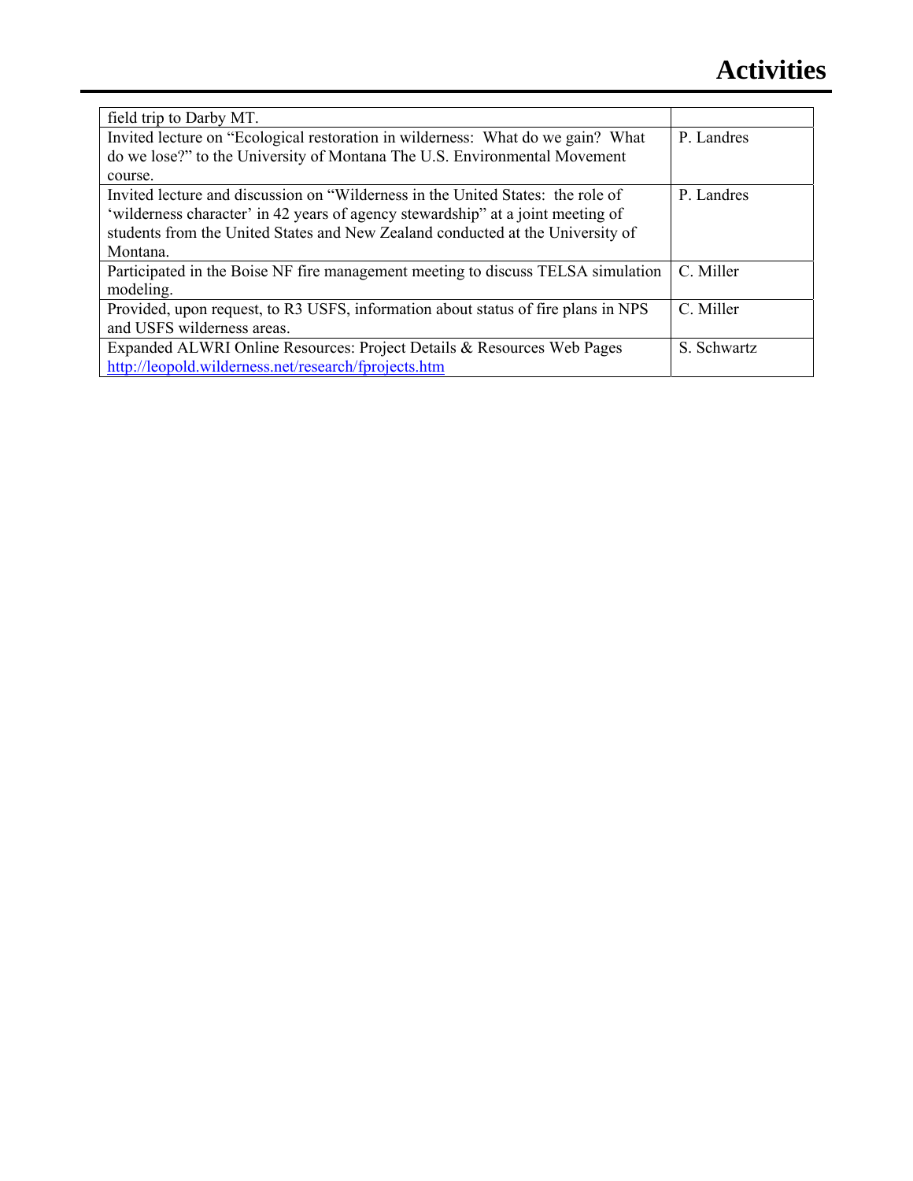| field trip to Darby MT. | |
|---|---|
| Invited lecture on "Ecological restoration in wilderness: What do we gain? What do we lose?" to the University of Montana The U.S. Environmental Movement course. | P. Landres |
| Invited lecture and discussion on "Wilderness in the United States: the role of 'wilderness character' in 42 years of agency stewardship" at a joint meeting of students from the United States and New Zealand conducted at the University of Montana. | P. Landres |
| Participated in the Boise NF fire management meeting to discuss TELSA simulation modeling. | C. Miller |
| Provided, upon request, to R3 USFS, information about status of fire plans in NPS and USFS wilderness areas. | C. Miller |
| Expanded ALWRI Online Resources: Project Details & Resources Web Pages http://leopold.wilderness.net/research/fprojects.htm | S. Schwartz |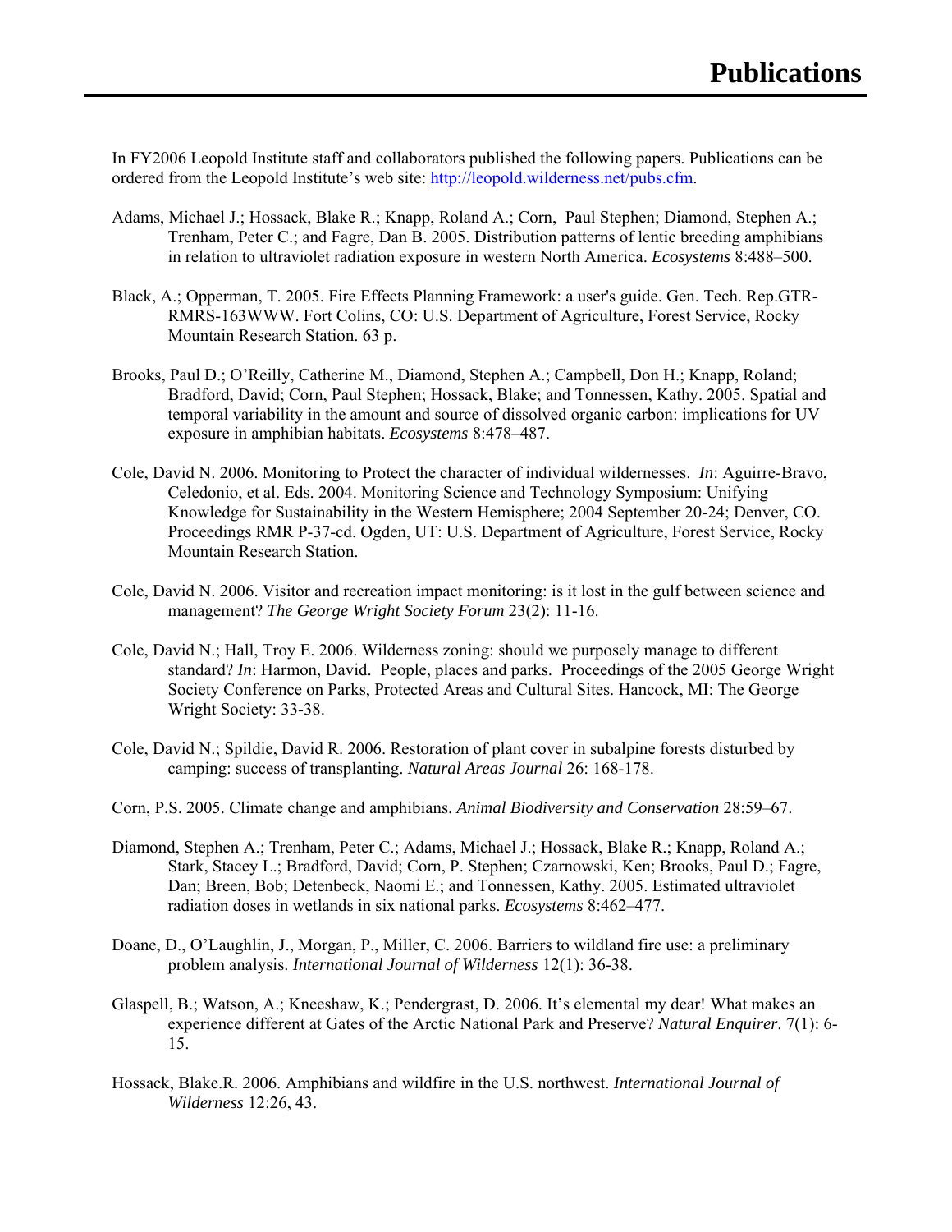# Publications

In FY2006 Leopold Institute staff and collaborators published the following papers. Publications can be ordered from the Leopold Institute's web site: http://leopold.wilderness.net/pubs.cfm.

Adams, Michael J.; Hossack, Blake R.; Knapp, Roland A.; Corn, Paul Stephen; Diamond, Stephen A.; Trenham, Peter C.; and Fagre, Dan B. 2005. Distribution patterns of lentic breeding amphibians in relation to ultraviolet radiation exposure in western North America. *Ecosystems* 8:488–500.

Black, A.; Opperman, T. 2005. Fire Effects Planning Framework: a user's guide. Gen. Tech. Rep.GTR-RMRS-163WWW. Fort Colins, CO: U.S. Department of Agriculture, Forest Service, Rocky Mountain Research Station. 63 p.

Brooks, Paul D.; O'Reilly, Catherine M., Diamond, Stephen A.; Campbell, Don H.; Knapp, Roland; Bradford, David; Corn, Paul Stephen; Hossack, Blake; and Tonnessen, Kathy. 2005. Spatial and temporal variability in the amount and source of dissolved organic carbon: implications for UV exposure in amphibian habitats. *Ecosystems* 8:478–487.

Cole, David N. 2006. Monitoring to Protect the character of individual wildernesses. *In*: Aguirre-Bravo, Celedonio, et al. Eds. 2004. Monitoring Science and Technology Symposium: Unifying Knowledge for Sustainability in the Western Hemisphere; 2004 September 20-24; Denver, CO. Proceedings RMR P-37-cd. Ogden, UT: U.S. Department of Agriculture, Forest Service, Rocky Mountain Research Station.

Cole, David N. 2006. Visitor and recreation impact monitoring: is it lost in the gulf between science and management? *The George Wright Society Forum* 23(2): 11-16.

Cole, David N.; Hall, Troy E. 2006. Wilderness zoning: should we purposely manage to different standard? *In*: Harmon, David. People, places and parks. Proceedings of the 2005 George Wright Society Conference on Parks, Protected Areas and Cultural Sites. Hancock, MI: The George Wright Society: 33-38.

Cole, David N.; Spildie, David R. 2006. Restoration of plant cover in subalpine forests disturbed by camping: success of transplanting. *Natural Areas Journal* 26: 168-178.

Corn, P.S. 2005. Climate change and amphibians. *Animal Biodiversity and Conservation* 28:59–67.

Diamond, Stephen A.; Trenham, Peter C.; Adams, Michael J.; Hossack, Blake R.; Knapp, Roland A.; Stark, Stacey L.; Bradford, David; Corn, P. Stephen; Czarnowski, Ken; Brooks, Paul D.; Fagre, Dan; Breen, Bob; Detenbeck, Naomi E.; and Tonnessen, Kathy. 2005. Estimated ultraviolet radiation doses in wetlands in six national parks. *Ecosystems* 8:462–477.

Doane, D., O'Laughlin, J., Morgan, P., Miller, C. 2006. Barriers to wildland fire use: a preliminary problem analysis. *International Journal of Wilderness* 12(1): 36-38.

Glaspell, B.; Watson, A.; Kneeshaw, K.; Pendergrast, D. 2006. It's elemental my dear! What makes an experience different at Gates of the Arctic National Park and Preserve? *Natural Enquirer*. 7(1): 6-15.

Hossack, Blake.R. 2006. Amphibians and wildfire in the U.S. northwest. *International Journal of Wilderness* 12:26, 43.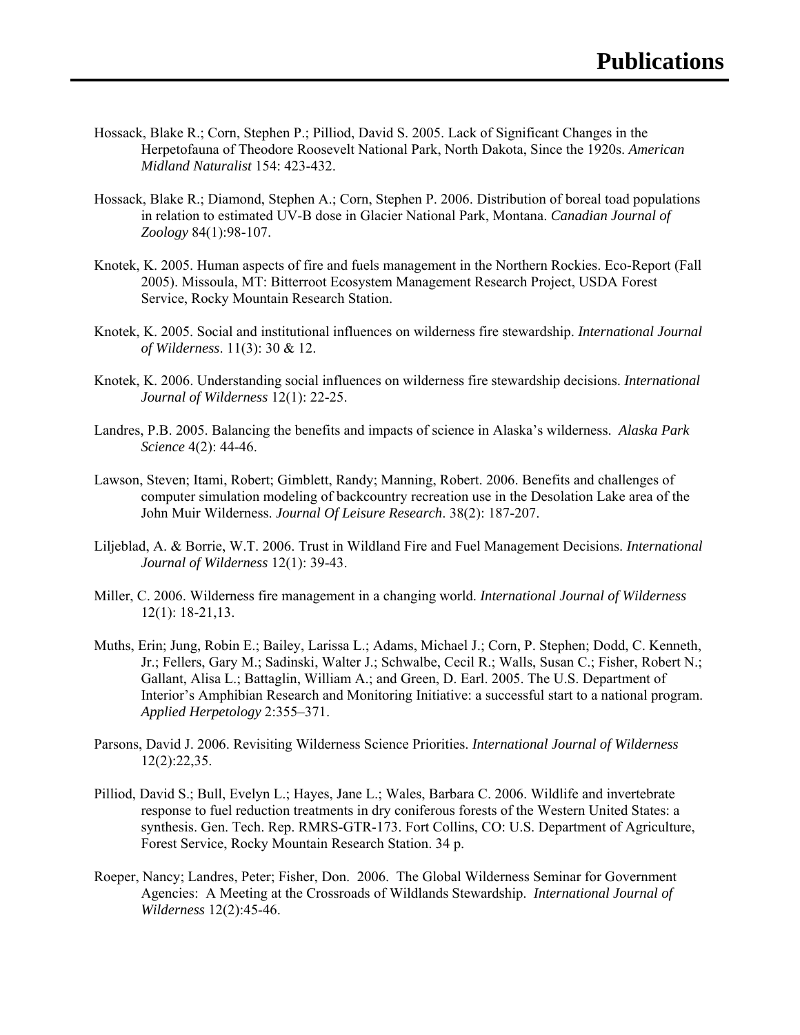# Publications

Hossack, Blake R.; Corn, Stephen P.; Pilliod, David S. 2005. Lack of Significant Changes in the Herpetofauna of Theodore Roosevelt National Park, North Dakota, Since the 1920s. *American Midland Naturalist* 154: 423-432.

Hossack, Blake R.; Diamond, Stephen A.; Corn, Stephen P. 2006. Distribution of boreal toad populations in relation to estimated UV-B dose in Glacier National Park, Montana. *Canadian Journal of Zoology* 84(1):98-107.

Knotek, K. 2005. Human aspects of fire and fuels management in the Northern Rockies. Eco-Report (Fall 2005). Missoula, MT: Bitterroot Ecosystem Management Research Project, USDA Forest Service, Rocky Mountain Research Station.

Knotek, K. 2005. Social and institutional influences on wilderness fire stewardship. *International Journal of Wilderness*. 11(3): 30 & 12.

Knotek, K. 2006. Understanding social influences on wilderness fire stewardship decisions. *International Journal of Wilderness* 12(1): 22-25.

Landres, P.B. 2005. Balancing the benefits and impacts of science in Alaska's wilderness. *Alaska Park Science* 4(2): 44-46.

Lawson, Steven; Itami, Robert; Gimblett, Randy; Manning, Robert. 2006. Benefits and challenges of computer simulation modeling of backcountry recreation use in the Desolation Lake area of the John Muir Wilderness. *Journal Of Leisure Research*. 38(2): 187-207.

Liljeblad, A. & Borrie, W.T. 2006. Trust in Wildland Fire and Fuel Management Decisions. *International Journal of Wilderness* 12(1): 39-43.

Miller, C. 2006. Wilderness fire management in a changing world. *International Journal of Wilderness* 12(1): 18-21,13.

Muths, Erin; Jung, Robin E.; Bailey, Larissa L.; Adams, Michael J.; Corn, P. Stephen; Dodd, C. Kenneth, Jr.; Fellers, Gary M.; Sadinski, Walter J.; Schwalbe, Cecil R.; Walls, Susan C.; Fisher, Robert N.; Gallant, Alisa L.; Battaglin, William A.; and Green, D. Earl. 2005. The U.S. Department of Interior's Amphibian Research and Monitoring Initiative: a successful start to a national program. *Applied Herpetology* 2:355–371.

Parsons, David J. 2006. Revisiting Wilderness Science Priorities. *International Journal of Wilderness* 12(2):22,35.

Pilliod, David S.; Bull, Evelyn L.; Hayes, Jane L.; Wales, Barbara C. 2006. Wildlife and invertebrate response to fuel reduction treatments in dry coniferous forests of the Western United States: a synthesis. Gen. Tech. Rep. RMRS-GTR-173. Fort Collins, CO: U.S. Department of Agriculture, Forest Service, Rocky Mountain Research Station. 34 p.

Roeper, Nancy; Landres, Peter; Fisher, Don. 2006. The Global Wilderness Seminar for Government Agencies: A Meeting at the Crossroads of Wildlands Stewardship. *International Journal of Wilderness* 12(2):45-46.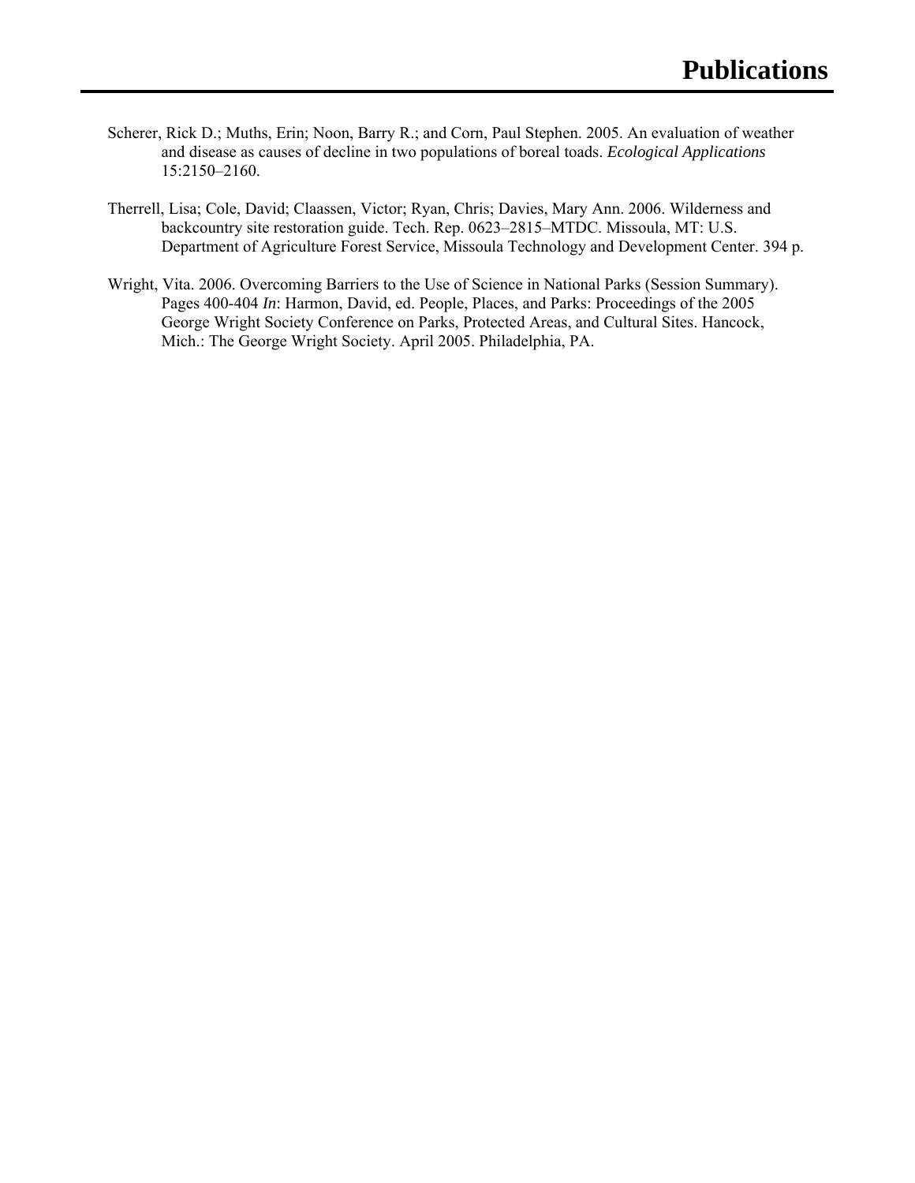# Publications

Scherer, Rick D.; Muths, Erin; Noon, Barry R.; and Corn, Paul Stephen. 2005. An evaluation of weather and disease as causes of decline in two populations of boreal toads. *Ecological Applications* 15:2150–2160.

Therrell, Lisa; Cole, David; Claassen, Victor; Ryan, Chris; Davies, Mary Ann. 2006. Wilderness and backcountry site restoration guide. Tech. Rep. 0623–2815–MTDC. Missoula, MT: U.S. Department of Agriculture Forest Service, Missoula Technology and Development Center. 394 p.

Wright, Vita. 2006. Overcoming Barriers to the Use of Science in National Parks (Session Summary). Pages 400-404 *In*: Harmon, David, ed. People, Places, and Parks: Proceedings of the 2005 George Wright Society Conference on Parks, Protected Areas, and Cultural Sites. Hancock, Mich.: The George Wright Society. April 2005. Philadelphia, PA.